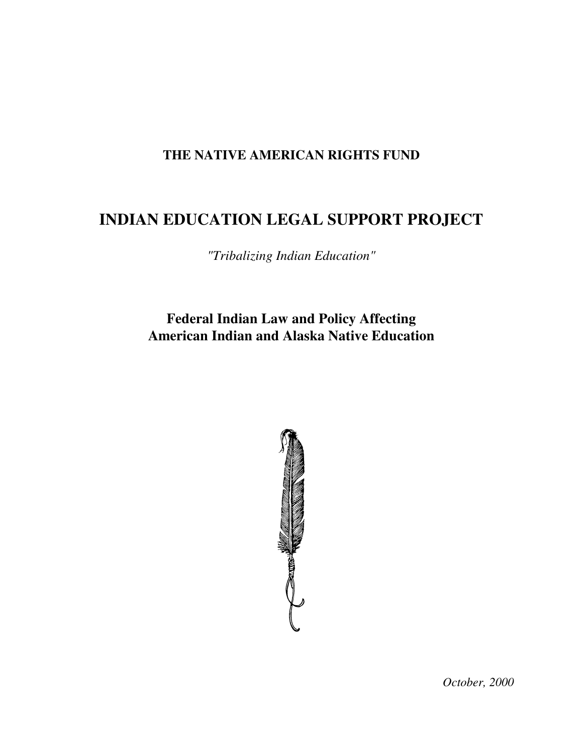**THE NATIVE AMERICAN RIGHTS FUND**

# INDIAN EDUCATION LEGAL SUPPORT PROJECT

*"Tribalizing Indian Education"*

## Federal Indian Law and Policy Affecting American Indian and Alaska Native Education

*October, 2000*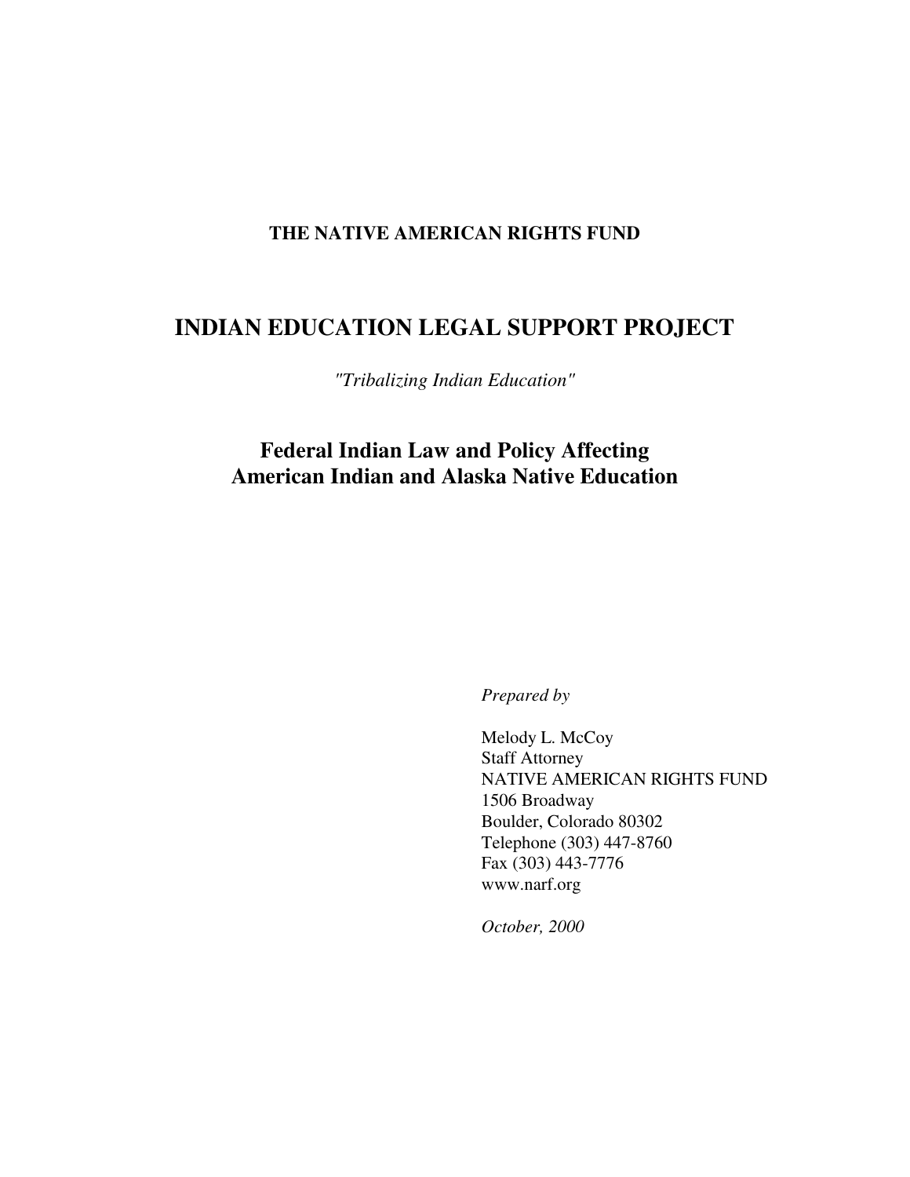**THE NATIVE AMERICAN RIGHTS FUND**

# INDIAN EDUCATION LEGAL SUPPORT PROJECT

*"Tribalizing Indian Education"*

## Federal Indian Law and Policy Affecting American Indian and Alaska Native Education

*Prepared by*

Melody L. McCoy
Staff Attorney
NATIVE AMERICAN RIGHTS FUND
1506 Broadway
Boulder, Colorado 80302
Telephone (303) 447-8760
Fax (303) 443-7776
www.narf.org

*October, 2000*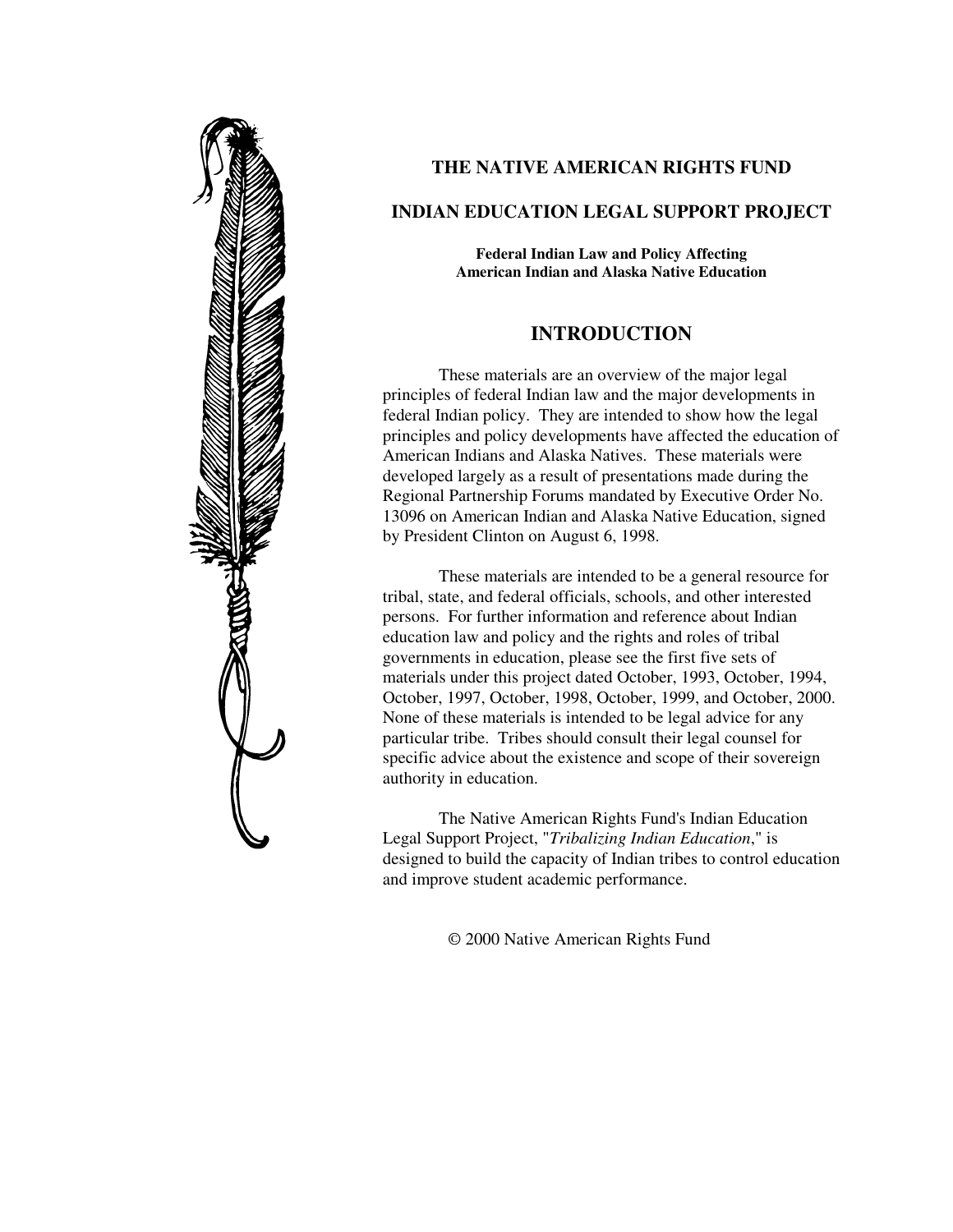**THE NATIVE AMERICAN RIGHTS FUND**

**INDIAN EDUCATION LEGAL SUPPORT PROJECT**

**Federal Indian Law and Policy Affecting American Indian and Alaska Native Education**

## INTRODUCTION

These materials are an overview of the major legal principles of federal Indian law and the major developments in federal Indian policy. They are intended to show how the legal principles and policy developments have affected the education of American Indians and Alaska Natives. These materials were developed largely as a result of presentations made during the Regional Partnership Forums mandated by Executive Order No. 13096 on American Indian and Alaska Native Education, signed by President Clinton on August 6, 1998.

These materials are intended to be a general resource for tribal, state, and federal officials, schools, and other interested persons. For further information and reference about Indian education law and policy and the rights and roles of tribal governments in education, please see the first five sets of materials under this project dated October, 1993, October, 1994, October, 1997, October, 1998, October, 1999, and October, 2000. None of these materials is intended to be legal advice for any particular tribe. Tribes should consult their legal counsel for specific advice about the existence and scope of their sovereign authority in education.

The Native American Rights Fund's Indian Education Legal Support Project, "*Tribalizing Indian Education*," is designed to build the capacity of Indian tribes to control education and improve student academic performance.

© 2000 Native American Rights Fund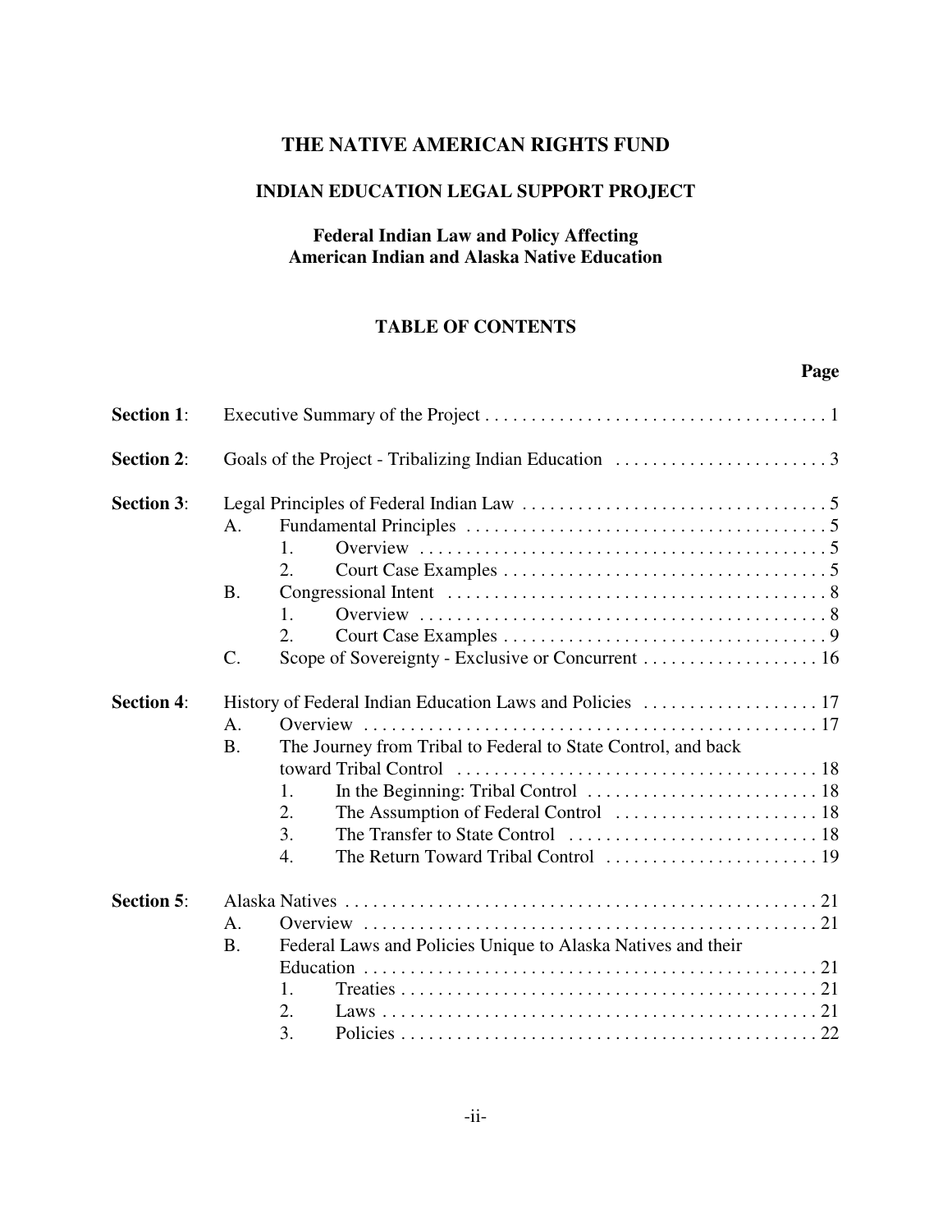# THE NATIVE AMERICAN RIGHTS FUND

## INDIAN EDUCATION LEGAL SUPPORT PROJECT

### Federal Indian Law and Policy Affecting American Indian and Alaska Native Education

## TABLE OF CONTENTS

| | | Page |
|---|---|---|
| **Section 1**: | Executive Summary of the Project | 1 |
| **Section 2**: | Goals of the Project - Tribalizing Indian Education | 3 |
| **Section 3**: | Legal Principles of Federal Indian Law | 5 |
| | A. Fundamental Principles | 5 |
| | 1. Overview | 5 |
| | 2. Court Case Examples | 5 |
| | B. Congressional Intent | 8 |
| | 1. Overview | 8 |
| | 2. Court Case Examples | 9 |
| | C. Scope of Sovereignty - Exclusive or Concurrent | 16 |
| **Section 4**: | History of Federal Indian Education Laws and Policies | 17 |
| | A. Overview | 17 |
| | B. The Journey from Tribal to Federal to State Control, and back toward Tribal Control | 18 |
| | 1. In the Beginning: Tribal Control | 18 |
| | 2. The Assumption of Federal Control | 18 |
| | 3. The Transfer to State Control | 18 |
| | 4. The Return Toward Tribal Control | 19 |
| **Section 5**: | Alaska Natives | 21 |
| | A. Overview | 21 |
| | B. Federal Laws and Policies Unique to Alaska Natives and their Education | 21 |
| | 1. Treaties | 21 |
| | 2. Laws | 21 |
| | 3. Policies | 22 |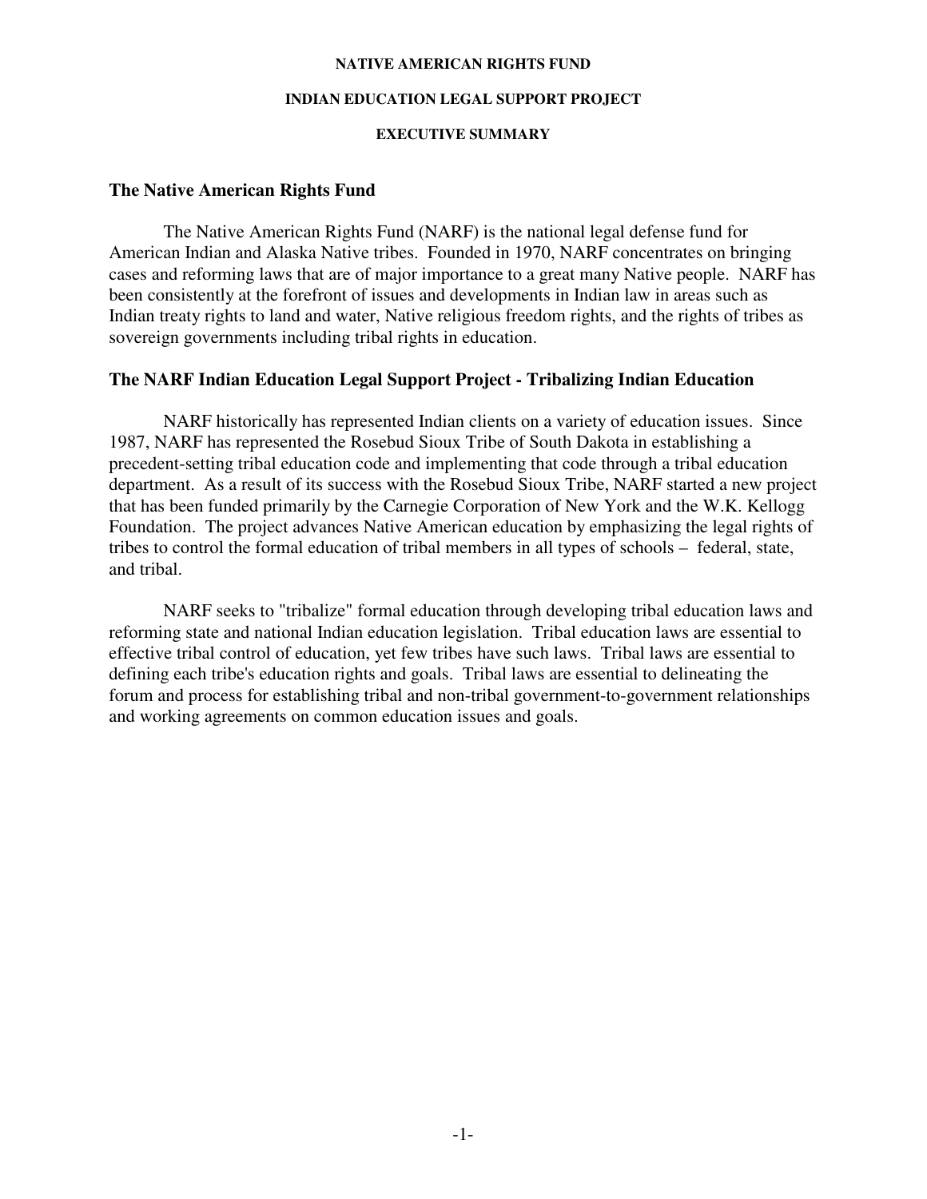**NATIVE AMERICAN RIGHTS FUND**

**INDIAN EDUCATION LEGAL SUPPORT PROJECT**

**EXECUTIVE SUMMARY**

## The Native American Rights Fund

The Native American Rights Fund (NARF) is the national legal defense fund for American Indian and Alaska Native tribes. Founded in 1970, NARF concentrates on bringing cases and reforming laws that are of major importance to a great many Native people. NARF has been consistently at the forefront of issues and developments in Indian law in areas such as Indian treaty rights to land and water, Native religious freedom rights, and the rights of tribes as sovereign governments including tribal rights in education.

## The NARF Indian Education Legal Support Project - Tribalizing Indian Education

NARF historically has represented Indian clients on a variety of education issues. Since 1987, NARF has represented the Rosebud Sioux Tribe of South Dakota in establishing a precedent-setting tribal education code and implementing that code through a tribal education department. As a result of its success with the Rosebud Sioux Tribe, NARF started a new project that has been funded primarily by the Carnegie Corporation of New York and the W.K. Kellogg Foundation. The project advances Native American education by emphasizing the legal rights of tribes to control the formal education of tribal members in all types of schools – federal, state, and tribal.

NARF seeks to "tribalize" formal education through developing tribal education laws and reforming state and national Indian education legislation. Tribal education laws are essential to effective tribal control of education, yet few tribes have such laws. Tribal laws are essential to defining each tribe's education rights and goals. Tribal laws are essential to delineating the forum and process for establishing tribal and non-tribal government-to-government relationships and working agreements on common education issues and goals.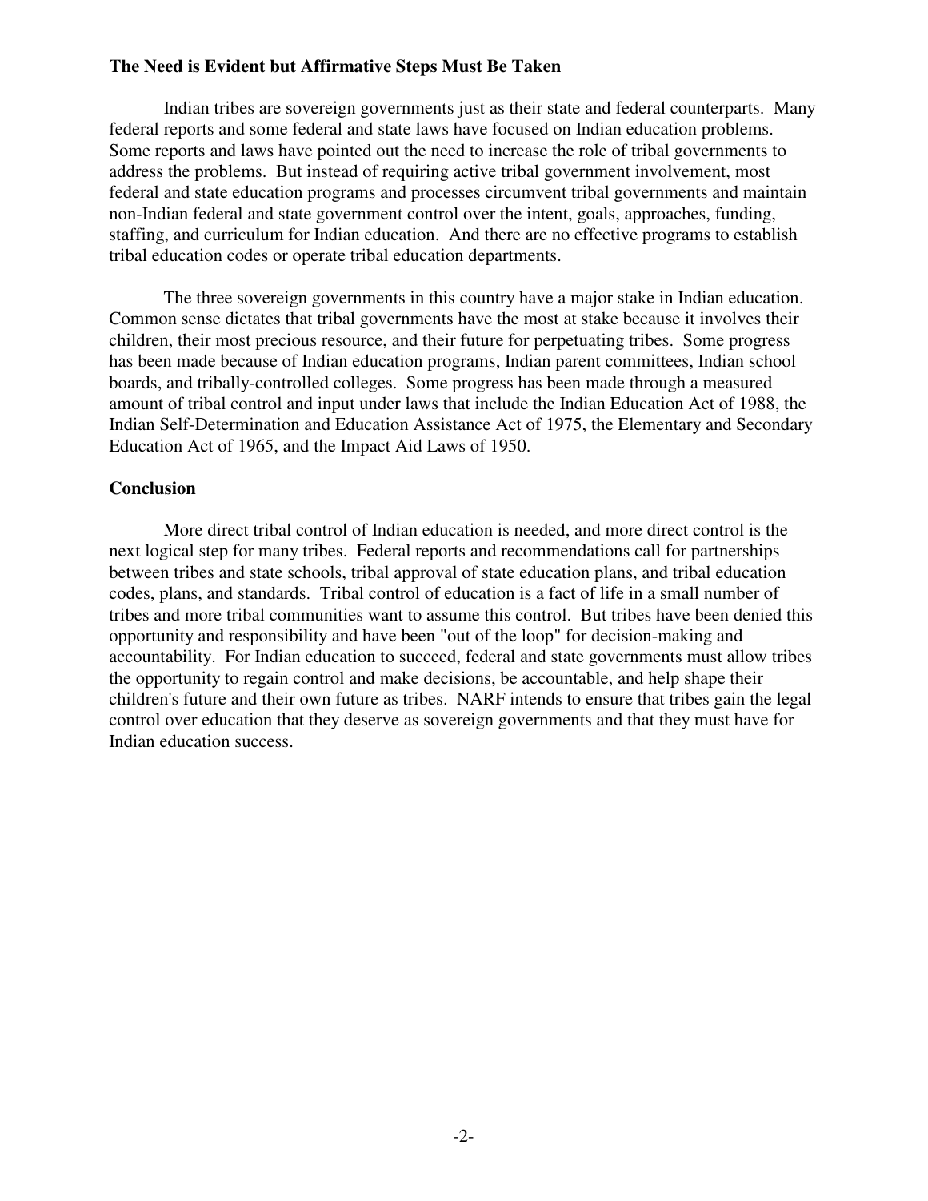**The Need is Evident but Affirmative Steps Must Be Taken**

Indian tribes are sovereign governments just as their state and federal counterparts. Many federal reports and some federal and state laws have focused on Indian education problems. Some reports and laws have pointed out the need to increase the role of tribal governments to address the problems. But instead of requiring active tribal government involvement, most federal and state education programs and processes circumvent tribal governments and maintain non-Indian federal and state government control over the intent, goals, approaches, funding, staffing, and curriculum for Indian education. And there are no effective programs to establish tribal education codes or operate tribal education departments.

The three sovereign governments in this country have a major stake in Indian education. Common sense dictates that tribal governments have the most at stake because it involves their children, their most precious resource, and their future for perpetuating tribes. Some progress has been made because of Indian education programs, Indian parent committees, Indian school boards, and tribally-controlled colleges. Some progress has been made through a measured amount of tribal control and input under laws that include the Indian Education Act of 1988, the Indian Self-Determination and Education Assistance Act of 1975, the Elementary and Secondary Education Act of 1965, and the Impact Aid Laws of 1950.

**Conclusion**

More direct tribal control of Indian education is needed, and more direct control is the next logical step for many tribes. Federal reports and recommendations call for partnerships between tribes and state schools, tribal approval of state education plans, and tribal education codes, plans, and standards. Tribal control of education is a fact of life in a small number of tribes and more tribal communities want to assume this control. But tribes have been denied this opportunity and responsibility and have been "out of the loop" for decision-making and accountability. For Indian education to succeed, federal and state governments must allow tribes the opportunity to regain control and make decisions, be accountable, and help shape their children's future and their own future as tribes. NARF intends to ensure that tribes gain the legal control over education that they deserve as sovereign governments and that they must have for Indian education success.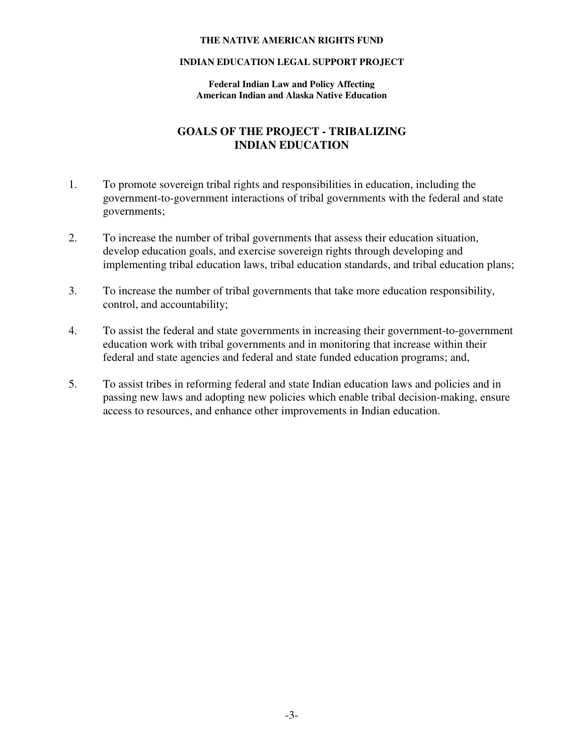**THE NATIVE AMERICAN RIGHTS FUND**

**INDIAN EDUCATION LEGAL SUPPORT PROJECT**

**Federal Indian Law and Policy Affecting American Indian and Alaska Native Education**

## GOALS OF THE PROJECT - TRIBALIZING INDIAN EDUCATION

1. To promote sovereign tribal rights and responsibilities in education, including the government-to-government interactions of tribal governments with the federal and state governments;

2. To increase the number of tribal governments that assess their education situation, develop education goals, and exercise sovereign rights through developing and implementing tribal education laws, tribal education standards, and tribal education plans;

3. To increase the number of tribal governments that take more education responsibility, control, and accountability;

4. To assist the federal and state governments in increasing their government-to-government education work with tribal governments and in monitoring that increase within their federal and state agencies and federal and state funded education programs; and,

5. To assist tribes in reforming federal and state Indian education laws and policies and in passing new laws and adopting new policies which enable tribal decision-making, ensure access to resources, and enhance other improvements in Indian education.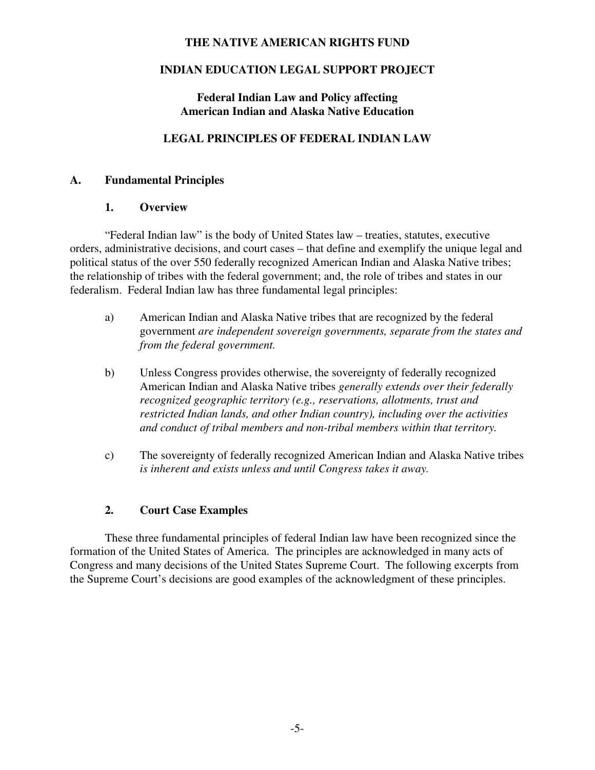**THE NATIVE AMERICAN RIGHTS FUND**

**INDIAN EDUCATION LEGAL SUPPORT PROJECT**

**Federal Indian Law and Policy affecting American Indian and Alaska Native Education**

**LEGAL PRINCIPLES OF FEDERAL INDIAN LAW**

## A. Fundamental Principles

### 1. Overview

"Federal Indian law" is the body of United States law – treaties, statutes, executive orders, administrative decisions, and court cases – that define and exemplify the unique legal and political status of the over 550 federally recognized American Indian and Alaska Native tribes; the relationship of tribes with the federal government; and, the role of tribes and states in our federalism. Federal Indian law has three fundamental legal principles:

a) American Indian and Alaska Native tribes that are recognized by the federal government *are independent sovereign governments, separate from the states and from the federal government.*

b) Unless Congress provides otherwise, the sovereignty of federally recognized American Indian and Alaska Native tribes *generally extends over their federally recognized geographic territory (e.g., reservations, allotments, trust and restricted Indian lands, and other Indian country), including over the activities and conduct of tribal members and non-tribal members within that territory.*

c) The sovereignty of federally recognized American Indian and Alaska Native tribes *is inherent and exists unless and until Congress takes it away.*

### 2. Court Case Examples

These three fundamental principles of federal Indian law have been recognized since the formation of the United States of America. The principles are acknowledged in many acts of Congress and many decisions of the United States Supreme Court. The following excerpts from the Supreme Court's decisions are good examples of the acknowledgment of these principles.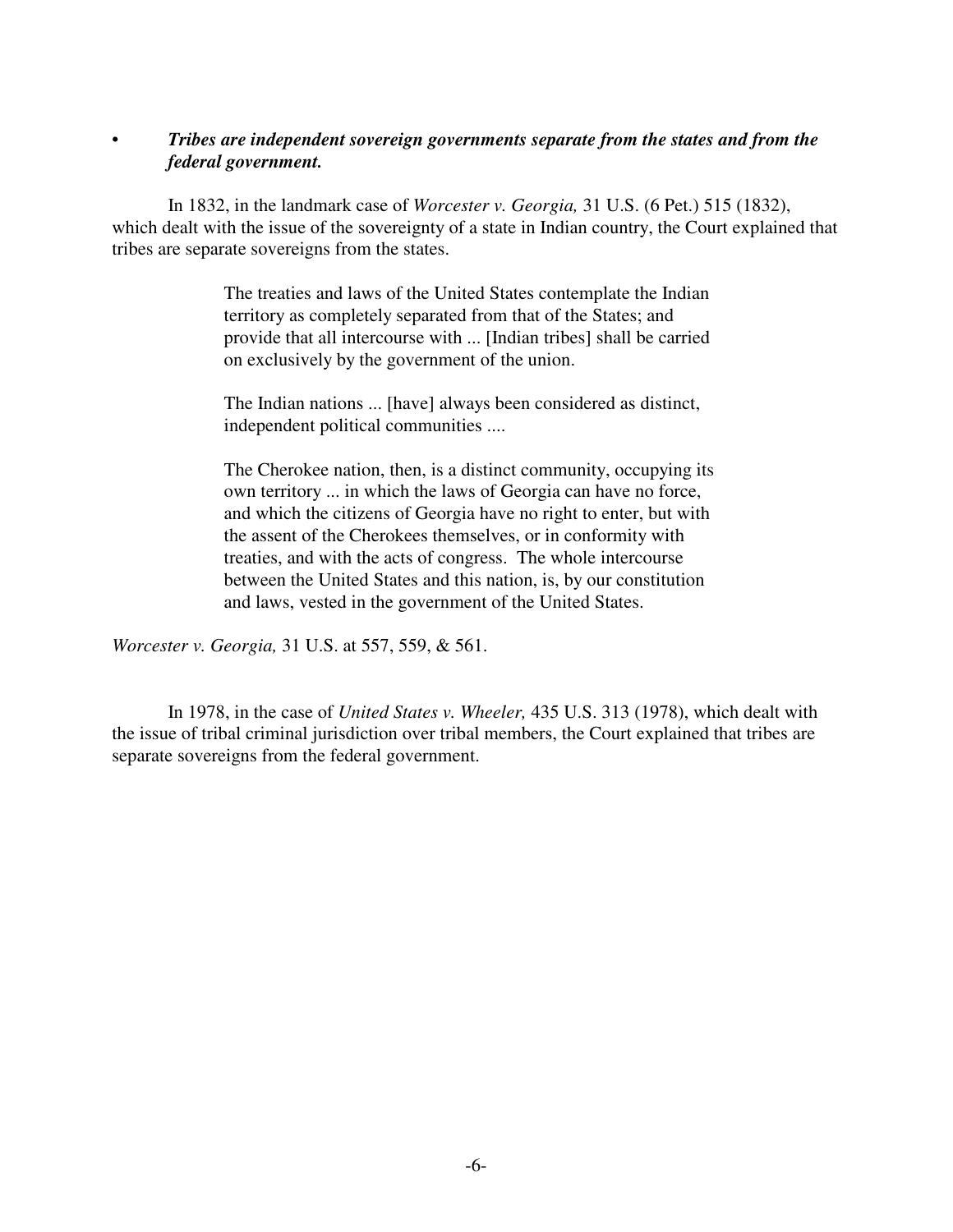- ***Tribes are independent sovereign governments separate from the states and from the federal government.***

In 1832, in the landmark case of *Worcester v. Georgia,* 31 U.S. (6 Pet.) 515 (1832), which dealt with the issue of the sovereignty of a state in Indian country, the Court explained that tribes are separate sovereigns from the states.

> The treaties and laws of the United States contemplate the Indian territory as completely separated from that of the States; and provide that all intercourse with ... [Indian tribes] shall be carried on exclusively by the government of the union.
>
> The Indian nations ... [have] always been considered as distinct, independent political communities ....
>
> The Cherokee nation, then, is a distinct community, occupying its own territory ... in which the laws of Georgia can have no force, and which the citizens of Georgia have no right to enter, but with the assent of the Cherokees themselves, or in conformity with treaties, and with the acts of congress. The whole intercourse between the United States and this nation, is, by our constitution and laws, vested in the government of the United States.

*Worcester v. Georgia,* 31 U.S. at 557, 559, & 561.

In 1978, in the case of *United States v. Wheeler,* 435 U.S. 313 (1978), which dealt with the issue of tribal criminal jurisdiction over tribal members, the Court explained that tribes are separate sovereigns from the federal government.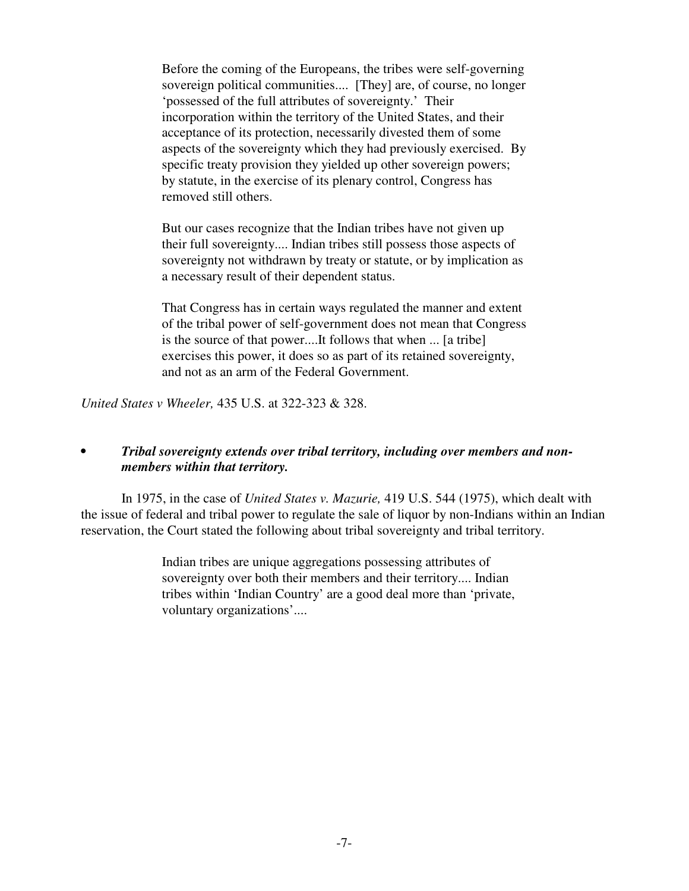> Before the coming of the Europeans, the tribes were self-governing sovereign political communities.... [They] are, of course, no longer 'possessed of the full attributes of sovereignty.' Their incorporation within the territory of the United States, and their acceptance of its protection, necessarily divested them of some aspects of the sovereignty which they had previously exercised. By specific treaty provision they yielded up other sovereign powers; by statute, in the exercise of its plenary control, Congress has removed still others.
>
> But our cases recognize that the Indian tribes have not given up their full sovereignty.... Indian tribes still possess those aspects of sovereignty not withdrawn by treaty or statute, or by implication as a necessary result of their dependent status.
>
> That Congress has in certain ways regulated the manner and extent of the tribal power of self-government does not mean that Congress is the source of that power....It follows that when ... [a tribe] exercises this power, it does so as part of its retained sovereignty, and not as an arm of the Federal Government.

*United States v Wheeler,* 435 U.S. at 322-323 & 328.

- ***Tribal sovereignty extends over tribal territory, including over members and non-members within that territory.***

In 1975, in the case of *United States v. Mazurie,* 419 U.S. 544 (1975), which dealt with the issue of federal and tribal power to regulate the sale of liquor by non-Indians within an Indian reservation, the Court stated the following about tribal sovereignty and tribal territory.

> Indian tribes are unique aggregations possessing attributes of sovereignty over both their members and their territory.... Indian tribes within 'Indian Country' are a good deal more than 'private, voluntary organizations'....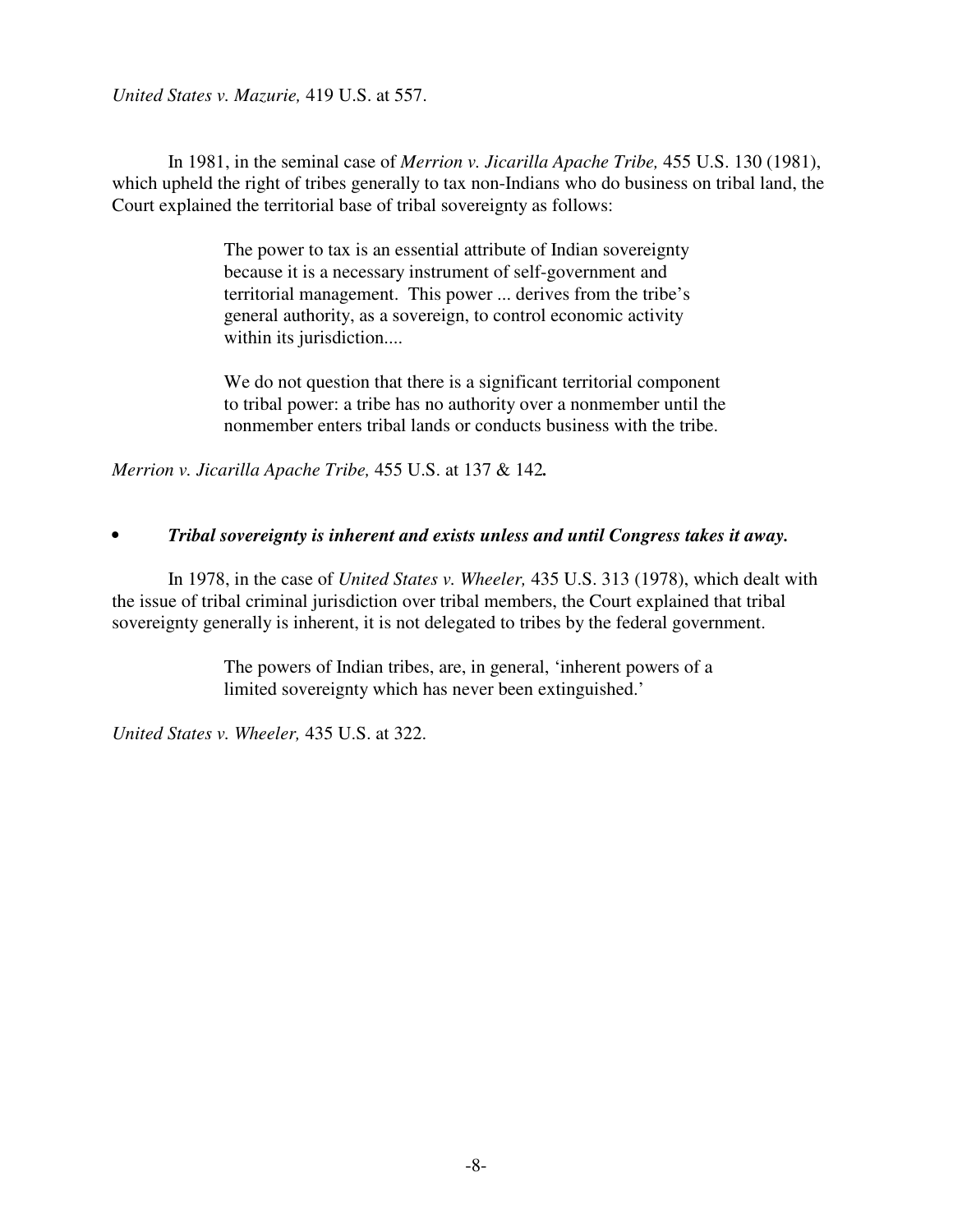*United States v. Mazurie,* 419 U.S. at 557.

In 1981, in the seminal case of *Merrion v. Jicarilla Apache Tribe,* 455 U.S. 130 (1981), which upheld the right of tribes generally to tax non-Indians who do business on tribal land, the Court explained the territorial base of tribal sovereignty as follows:

> The power to tax is an essential attribute of Indian sovereignty because it is a necessary instrument of self-government and territorial management. This power ... derives from the tribe's general authority, as a sovereign, to control economic activity within its jurisdiction....
>
> We do not question that there is a significant territorial component to tribal power: a tribe has no authority over a nonmember until the nonmember enters tribal lands or conducts business with the tribe.

*Merrion v. Jicarilla Apache Tribe,* 455 U.S. at 137 & 142**.**

- ***Tribal sovereignty is inherent and exists unless and until Congress takes it away.***

In 1978, in the case of *United States v. Wheeler,* 435 U.S. 313 (1978), which dealt with the issue of tribal criminal jurisdiction over tribal members, the Court explained that tribal sovereignty generally is inherent, it is not delegated to tribes by the federal government.

> The powers of Indian tribes, are, in general, 'inherent powers of a limited sovereignty which has never been extinguished.'

*United States v. Wheeler,* 435 U.S. at 322.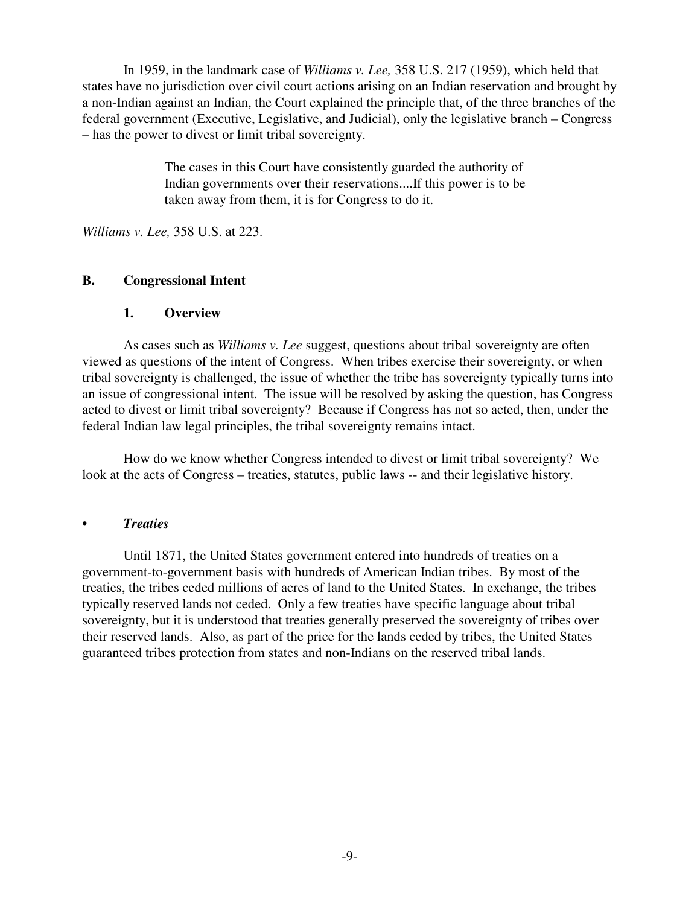In 1959, in the landmark case of *Williams v. Lee,* 358 U.S. 217 (1959), which held that states have no jurisdiction over civil court actions arising on an Indian reservation and brought by a non-Indian against an Indian, the Court explained the principle that, of the three branches of the federal government (Executive, Legislative, and Judicial), only the legislative branch – Congress – has the power to divest or limit tribal sovereignty.

> The cases in this Court have consistently guarded the authority of Indian governments over their reservations....If this power is to be taken away from them, it is for Congress to do it.

*Williams v. Lee,* 358 U.S. at 223.

## B. Congressional Intent

### 1. Overview

As cases such as *Williams v. Lee* suggest, questions about tribal sovereignty are often viewed as questions of the intent of Congress. When tribes exercise their sovereignty, or when tribal sovereignty is challenged, the issue of whether the tribe has sovereignty typically turns into an issue of congressional intent. The issue will be resolved by asking the question, has Congress acted to divest or limit tribal sovereignty? Because if Congress has not so acted, then, under the federal Indian law legal principles, the tribal sovereignty remains intact.

How do we know whether Congress intended to divest or limit tribal sovereignty? We look at the acts of Congress – treaties, statutes, public laws -- and their legislative history.

- ***Treaties***

Until 1871, the United States government entered into hundreds of treaties on a government-to-government basis with hundreds of American Indian tribes. By most of the treaties, the tribes ceded millions of acres of land to the United States. In exchange, the tribes typically reserved lands not ceded. Only a few treaties have specific language about tribal sovereignty, but it is understood that treaties generally preserved the sovereignty of tribes over their reserved lands. Also, as part of the price for the lands ceded by tribes, the United States guaranteed tribes protection from states and non-Indians on the reserved tribal lands.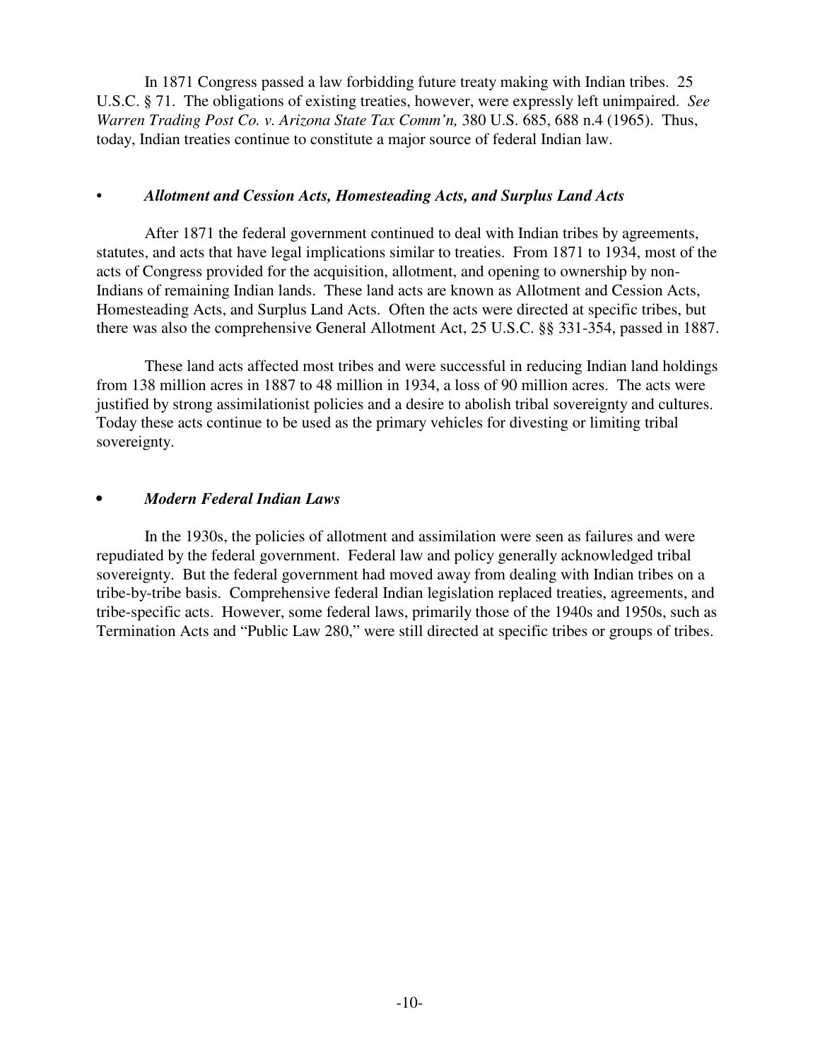In 1871 Congress passed a law forbidding future treaty making with Indian tribes. 25 U.S.C. § 71. The obligations of existing treaties, however, were expressly left unimpaired. *See Warren Trading Post Co. v. Arizona State Tax Comm'n,* 380 U.S. 685, 688 n.4 (1965). Thus, today, Indian treaties continue to constitute a major source of federal Indian law.

- ***Allotment and Cession Acts, Homesteading Acts, and Surplus Land Acts***

After 1871 the federal government continued to deal with Indian tribes by agreements, statutes, and acts that have legal implications similar to treaties. From 1871 to 1934, most of the acts of Congress provided for the acquisition, allotment, and opening to ownership by non-Indians of remaining Indian lands. These land acts are known as Allotment and Cession Acts, Homesteading Acts, and Surplus Land Acts. Often the acts were directed at specific tribes, but there was also the comprehensive General Allotment Act, 25 U.S.C. §§ 331-354, passed in 1887.

These land acts affected most tribes and were successful in reducing Indian land holdings from 138 million acres in 1887 to 48 million in 1934, a loss of 90 million acres. The acts were justified by strong assimilationist policies and a desire to abolish tribal sovereignty and cultures. Today these acts continue to be used as the primary vehicles for divesting or limiting tribal sovereignty.

- ***Modern Federal Indian Laws***

In the 1930s, the policies of allotment and assimilation were seen as failures and were repudiated by the federal government. Federal law and policy generally acknowledged tribal sovereignty. But the federal government had moved away from dealing with Indian tribes on a tribe-by-tribe basis. Comprehensive federal Indian legislation replaced treaties, agreements, and tribe-specific acts. However, some federal laws, primarily those of the 1940s and 1950s, such as Termination Acts and "Public Law 280," were still directed at specific tribes or groups of tribes.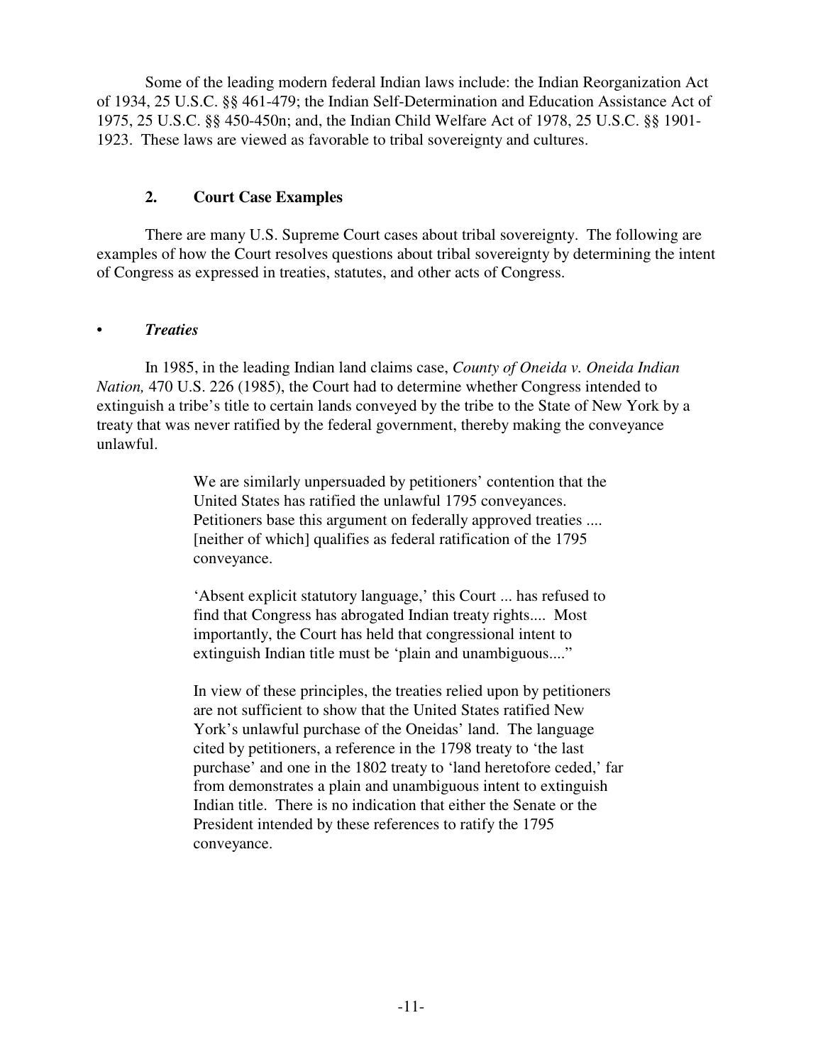Some of the leading modern federal Indian laws include: the Indian Reorganization Act of 1934, 25 U.S.C. §§ 461-479; the Indian Self-Determination and Education Assistance Act of 1975, 25 U.S.C. §§ 450-450n; and, the Indian Child Welfare Act of 1978, 25 U.S.C. §§ 1901-1923. These laws are viewed as favorable to tribal sovereignty and cultures.

### 2. Court Case Examples

There are many U.S. Supreme Court cases about tribal sovereignty. The following are examples of how the Court resolves questions about tribal sovereignty by determining the intent of Congress as expressed in treaties, statutes, and other acts of Congress.

- ***Treaties***

In 1985, in the leading Indian land claims case, *County of Oneida v. Oneida Indian Nation,* 470 U.S. 226 (1985), the Court had to determine whether Congress intended to extinguish a tribe's title to certain lands conveyed by the tribe to the State of New York by a treaty that was never ratified by the federal government, thereby making the conveyance unlawful.

> We are similarly unpersuaded by petitioners' contention that the United States has ratified the unlawful 1795 conveyances. Petitioners base this argument on federally approved treaties .... [neither of which] qualifies as federal ratification of the 1795 conveyance.
>
> 'Absent explicit statutory language,' this Court ... has refused to find that Congress has abrogated Indian treaty rights.... Most importantly, the Court has held that congressional intent to extinguish Indian title must be 'plain and unambiguous...."
>
> In view of these principles, the treaties relied upon by petitioners are not sufficient to show that the United States ratified New York's unlawful purchase of the Oneidas' land. The language cited by petitioners, a reference in the 1798 treaty to 'the last purchase' and one in the 1802 treaty to 'land heretofore ceded,' far from demonstrates a plain and unambiguous intent to extinguish Indian title. There is no indication that either the Senate or the President intended by these references to ratify the 1795 conveyance.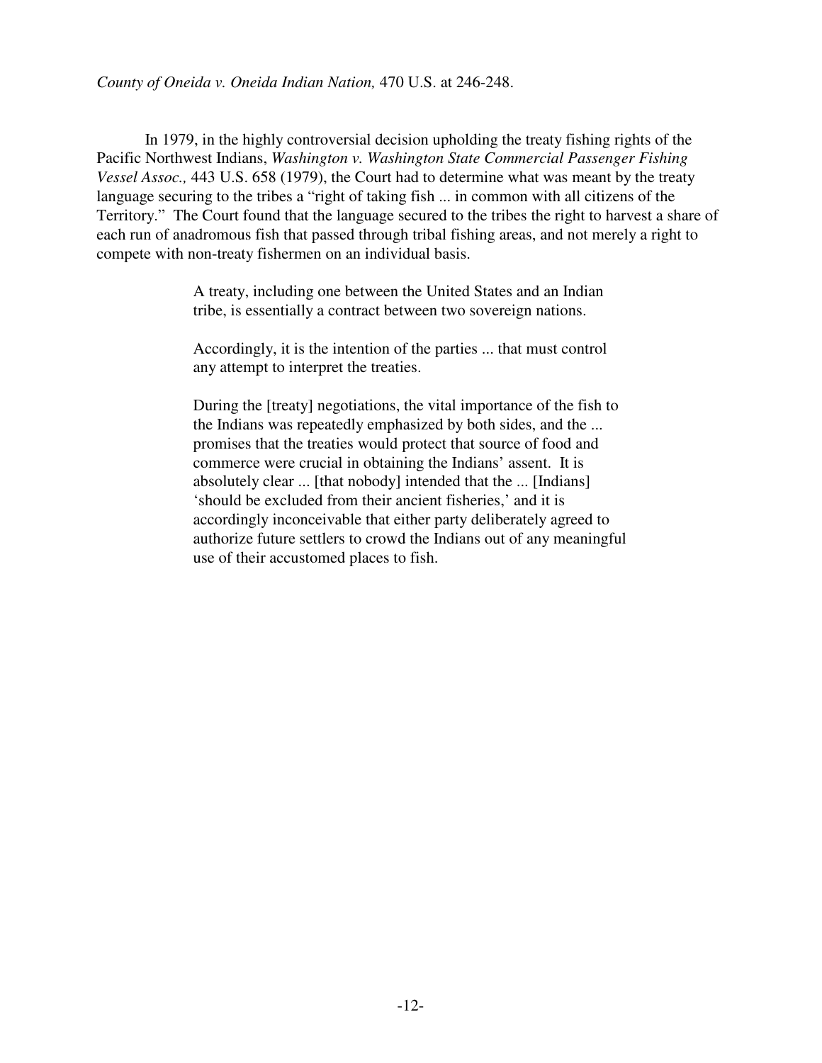*County of Oneida v. Oneida Indian Nation,* 470 U.S. at 246-248.

In 1979, in the highly controversial decision upholding the treaty fishing rights of the Pacific Northwest Indians, *Washington v. Washington State Commercial Passenger Fishing Vessel Assoc.,* 443 U.S. 658 (1979), the Court had to determine what was meant by the treaty language securing to the tribes a "right of taking fish ... in common with all citizens of the Territory." The Court found that the language secured to the tribes the right to harvest a share of each run of anadromous fish that passed through tribal fishing areas, and not merely a right to compete with non-treaty fishermen on an individual basis.

> A treaty, including one between the United States and an Indian tribe, is essentially a contract between two sovereign nations.
>
> Accordingly, it is the intention of the parties ... that must control any attempt to interpret the treaties.
>
> During the [treaty] negotiations, the vital importance of the fish to the Indians was repeatedly emphasized by both sides, and the ... promises that the treaties would protect that source of food and commerce were crucial in obtaining the Indians' assent. It is absolutely clear ... [that nobody] intended that the ... [Indians] 'should be excluded from their ancient fisheries,' and it is accordingly inconceivable that either party deliberately agreed to authorize future settlers to crowd the Indians out of any meaningful use of their accustomed places to fish.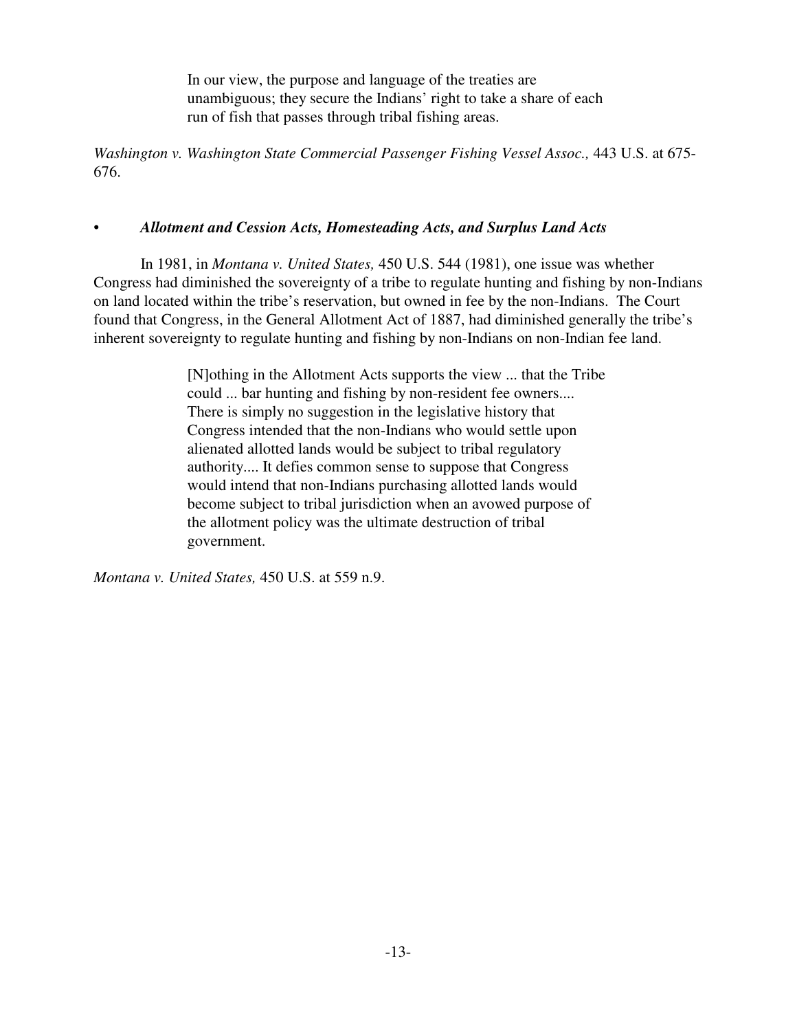> In our view, the purpose and language of the treaties are unambiguous; they secure the Indians' right to take a share of each run of fish that passes through tribal fishing areas.

*Washington v. Washington State Commercial Passenger Fishing Vessel Assoc.,* 443 U.S. at 675-676.

- ***Allotment and Cession Acts, Homesteading Acts, and Surplus Land Acts***

In 1981, in *Montana v. United States,* 450 U.S. 544 (1981), one issue was whether Congress had diminished the sovereignty of a tribe to regulate hunting and fishing by non-Indians on land located within the tribe's reservation, but owned in fee by the non-Indians. The Court found that Congress, in the General Allotment Act of 1887, had diminished generally the tribe's inherent sovereignty to regulate hunting and fishing by non-Indians on non-Indian fee land.

> [N]othing in the Allotment Acts supports the view ... that the Tribe could ... bar hunting and fishing by non-resident fee owners.... There is simply no suggestion in the legislative history that Congress intended that the non-Indians who would settle upon alienated allotted lands would be subject to tribal regulatory authority.... It defies common sense to suppose that Congress would intend that non-Indians purchasing allotted lands would become subject to tribal jurisdiction when an avowed purpose of the allotment policy was the ultimate destruction of tribal government.

*Montana v. United States,* 450 U.S. at 559 n.9.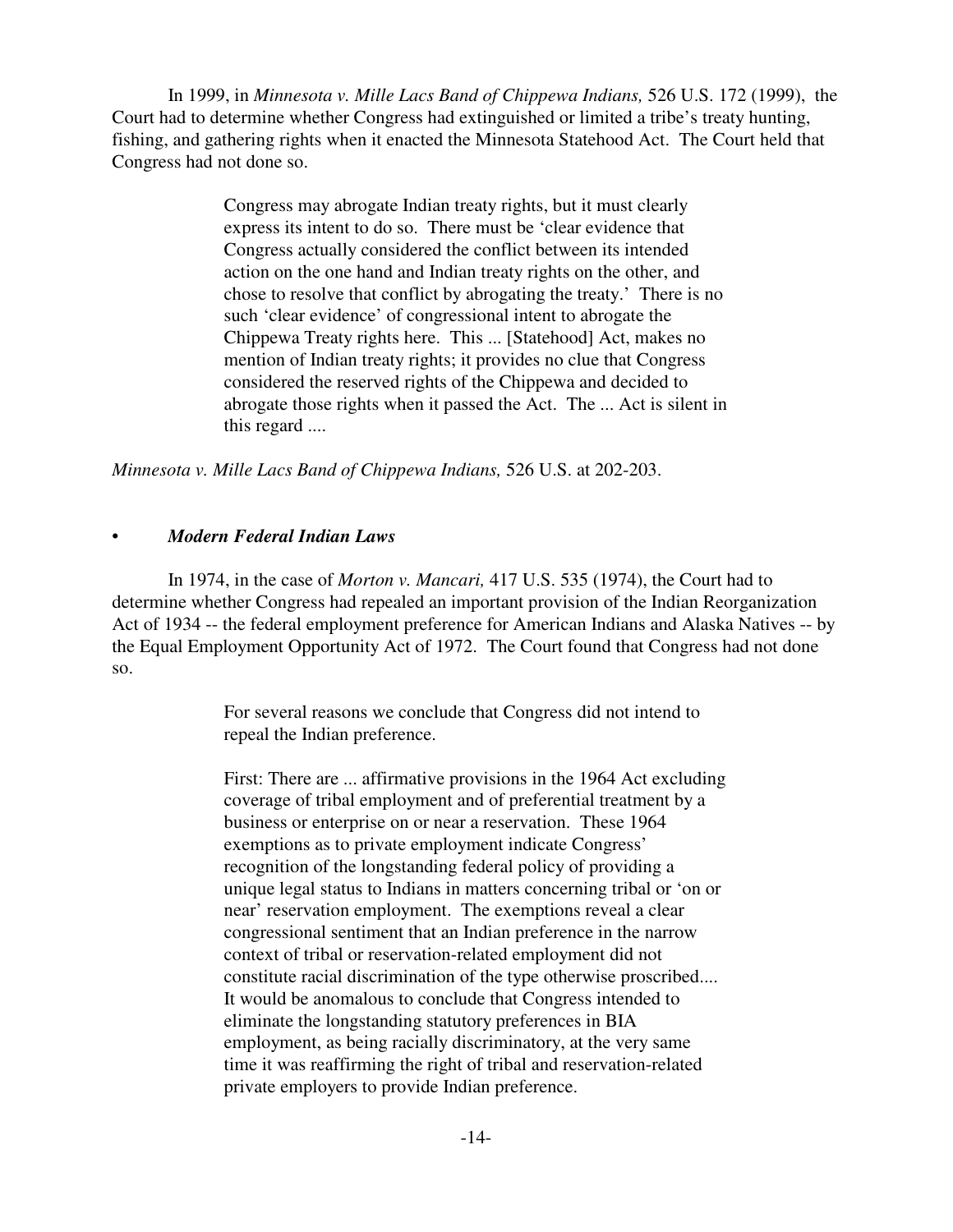In 1999, in *Minnesota v. Mille Lacs Band of Chippewa Indians,* 526 U.S. 172 (1999), the Court had to determine whether Congress had extinguished or limited a tribe's treaty hunting, fishing, and gathering rights when it enacted the Minnesota Statehood Act. The Court held that Congress had not done so.

> Congress may abrogate Indian treaty rights, but it must clearly express its intent to do so. There must be 'clear evidence that Congress actually considered the conflict between its intended action on the one hand and Indian treaty rights on the other, and chose to resolve that conflict by abrogating the treaty.' There is no such 'clear evidence' of congressional intent to abrogate the Chippewa Treaty rights here. This ... [Statehood] Act, makes no mention of Indian treaty rights; it provides no clue that Congress considered the reserved rights of the Chippewa and decided to abrogate those rights when it passed the Act. The ... Act is silent in this regard ....

*Minnesota v. Mille Lacs Band of Chippewa Indians,* 526 U.S. at 202-203.

- ***Modern Federal Indian Laws***

In 1974, in the case of *Morton v. Mancari,* 417 U.S. 535 (1974), the Court had to determine whether Congress had repealed an important provision of the Indian Reorganization Act of 1934 -- the federal employment preference for American Indians and Alaska Natives -- by the Equal Employment Opportunity Act of 1972. The Court found that Congress had not done so.

> For several reasons we conclude that Congress did not intend to repeal the Indian preference.
>
> First: There are ... affirmative provisions in the 1964 Act excluding coverage of tribal employment and of preferential treatment by a business or enterprise on or near a reservation. These 1964 exemptions as to private employment indicate Congress' recognition of the longstanding federal policy of providing a unique legal status to Indians in matters concerning tribal or 'on or near' reservation employment. The exemptions reveal a clear congressional sentiment that an Indian preference in the narrow context of tribal or reservation-related employment did not constitute racial discrimination of the type otherwise proscribed.... It would be anomalous to conclude that Congress intended to eliminate the longstanding statutory preferences in BIA employment, as being racially discriminatory, at the very same time it was reaffirming the right of tribal and reservation-related private employers to provide Indian preference.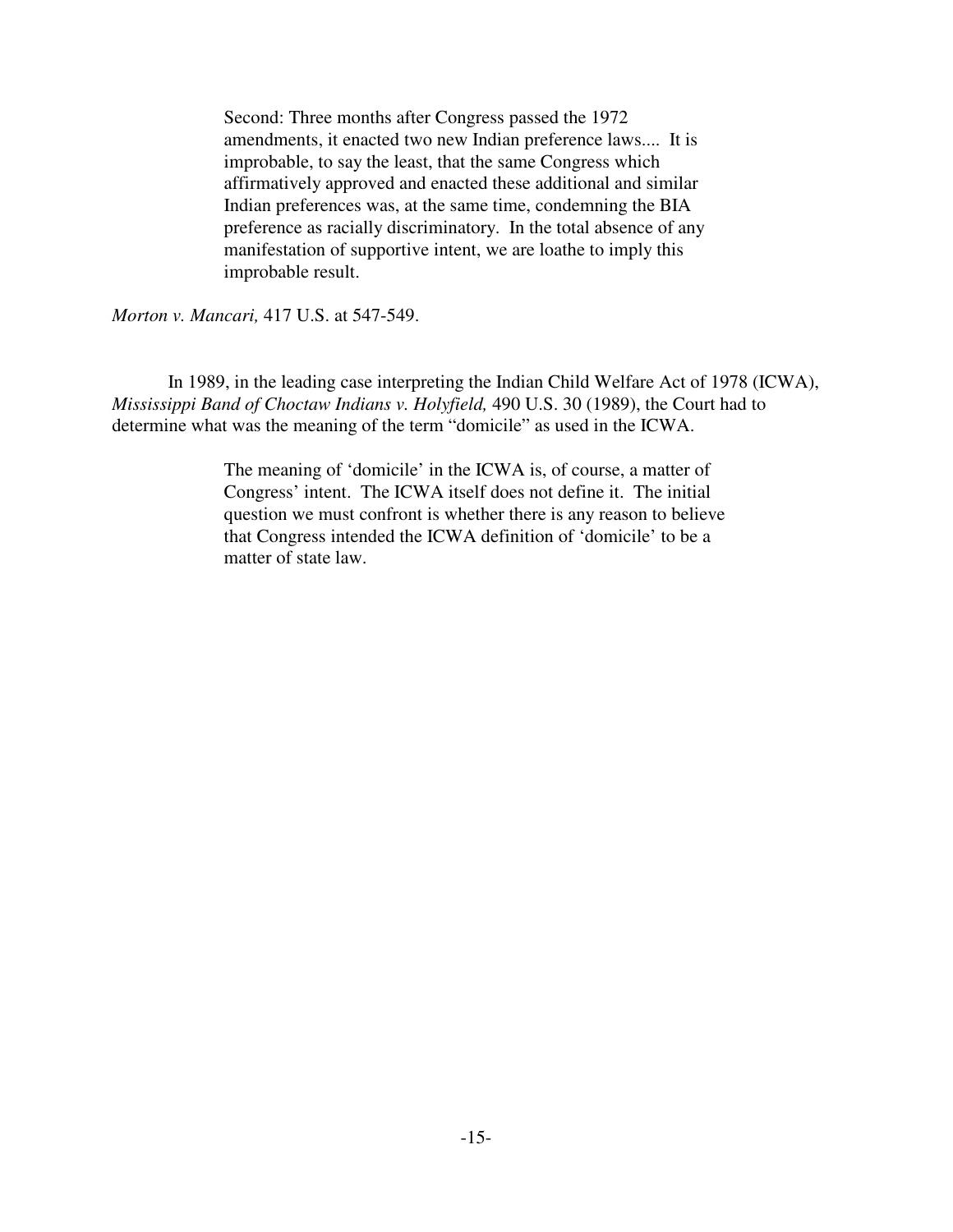> Second: Three months after Congress passed the 1972 amendments, it enacted two new Indian preference laws.... It is improbable, to say the least, that the same Congress which affirmatively approved and enacted these additional and similar Indian preferences was, at the same time, condemning the BIA preference as racially discriminatory. In the total absence of any manifestation of supportive intent, we are loathe to imply this improbable result.

*Morton v. Mancari,* 417 U.S. at 547-549.

In 1989, in the leading case interpreting the Indian Child Welfare Act of 1978 (ICWA), *Mississippi Band of Choctaw Indians v. Holyfield,* 490 U.S. 30 (1989), the Court had to determine what was the meaning of the term "domicile" as used in the ICWA.

> The meaning of 'domicile' in the ICWA is, of course, a matter of Congress' intent. The ICWA itself does not define it. The initial question we must confront is whether there is any reason to believe that Congress intended the ICWA definition of 'domicile' to be a matter of state law.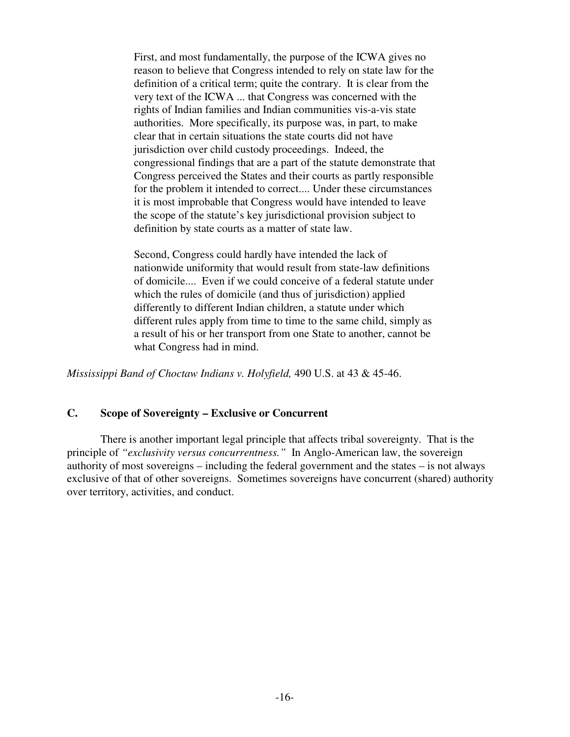> First, and most fundamentally, the purpose of the ICWA gives no reason to believe that Congress intended to rely on state law for the definition of a critical term; quite the contrary. It is clear from the very text of the ICWA ... that Congress was concerned with the rights of Indian families and Indian communities vis-a-vis state authorities. More specifically, its purpose was, in part, to make clear that in certain situations the state courts did not have jurisdiction over child custody proceedings. Indeed, the congressional findings that are a part of the statute demonstrate that Congress perceived the States and their courts as partly responsible for the problem it intended to correct.... Under these circumstances it is most improbable that Congress would have intended to leave the scope of the statute's key jurisdictional provision subject to definition by state courts as a matter of state law.
>
> Second, Congress could hardly have intended the lack of nationwide uniformity that would result from state-law definitions of domicile.... Even if we could conceive of a federal statute under which the rules of domicile (and thus of jurisdiction) applied differently to different Indian children, a statute under which different rules apply from time to time to the same child, simply as a result of his or her transport from one State to another, cannot be what Congress had in mind.

*Mississippi Band of Choctaw Indians v. Holyfield,* 490 U.S. at 43 & 45-46.

### C. Scope of Sovereignty – Exclusive or Concurrent

There is another important legal principle that affects tribal sovereignty. That is the principle of *"exclusivity versus concurrentness."* In Anglo-American law, the sovereign authority of most sovereigns – including the federal government and the states – is not always exclusive of that of other sovereigns. Sometimes sovereigns have concurrent (shared) authority over territory, activities, and conduct.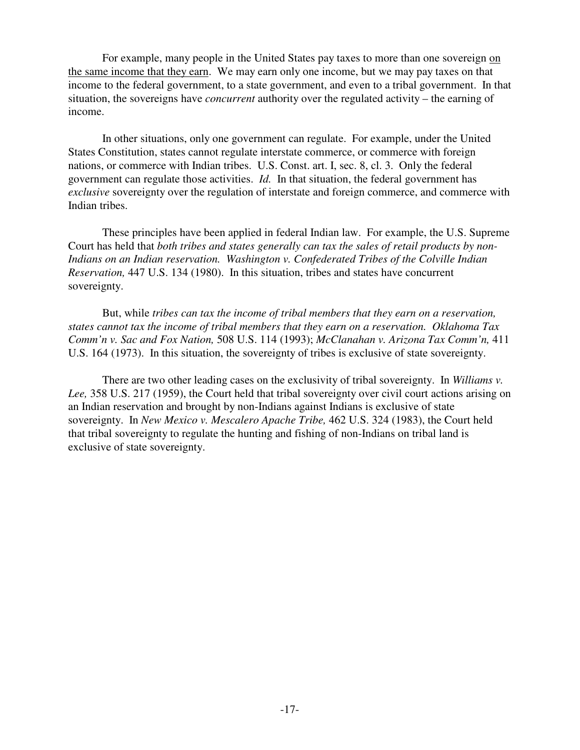For example, many people in the United States pay taxes to more than one sovereign <u>on the same income that they earn</u>. We may earn only one income, but we may pay taxes on that income to the federal government, to a state government, and even to a tribal government. In that situation, the sovereigns have *concurrent* authority over the regulated activity – the earning of income.

In other situations, only one government can regulate. For example, under the United States Constitution, states cannot regulate interstate commerce, or commerce with foreign nations, or commerce with Indian tribes. U.S. Const. art. I, sec. 8, cl. 3. Only the federal government can regulate those activities. *Id.* In that situation, the federal government has *exclusive* sovereignty over the regulation of interstate and foreign commerce, and commerce with Indian tribes.

These principles have been applied in federal Indian law. For example, the U.S. Supreme Court has held that *both tribes and states generally can tax the sales of retail products by non-Indians on an Indian reservation. Washington v. Confederated Tribes of the Colville Indian Reservation,* 447 U.S. 134 (1980). In this situation, tribes and states have concurrent sovereignty.

But, while *tribes can tax the income of tribal members that they earn on a reservation, states cannot tax the income of tribal members that they earn on a reservation. Oklahoma Tax Comm'n v. Sac and Fox Nation,* 508 U.S. 114 (1993); *McClanahan v. Arizona Tax Comm'n,* 411 U.S. 164 (1973). In this situation, the sovereignty of tribes is exclusive of state sovereignty.

There are two other leading cases on the exclusivity of tribal sovereignty. In *Williams v. Lee,* 358 U.S. 217 (1959), the Court held that tribal sovereignty over civil court actions arising on an Indian reservation and brought by non-Indians against Indians is exclusive of state sovereignty. In *New Mexico v. Mescalero Apache Tribe,* 462 U.S. 324 (1983), the Court held that tribal sovereignty to regulate the hunting and fishing of non-Indians on tribal land is exclusive of state sovereignty.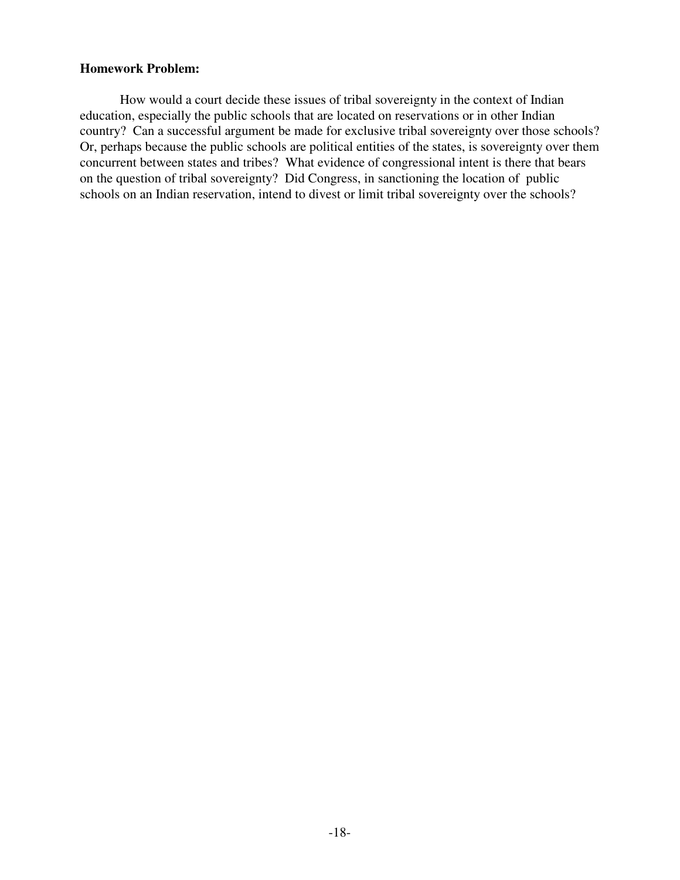**Homework Problem:**

How would a court decide these issues of tribal sovereignty in the context of Indian education, especially the public schools that are located on reservations or in other Indian country? Can a successful argument be made for exclusive tribal sovereignty over those schools? Or, perhaps because the public schools are political entities of the states, is sovereignty over them concurrent between states and tribes? What evidence of congressional intent is there that bears on the question of tribal sovereignty? Did Congress, in sanctioning the location of public schools on an Indian reservation, intend to divest or limit tribal sovereignty over the schools?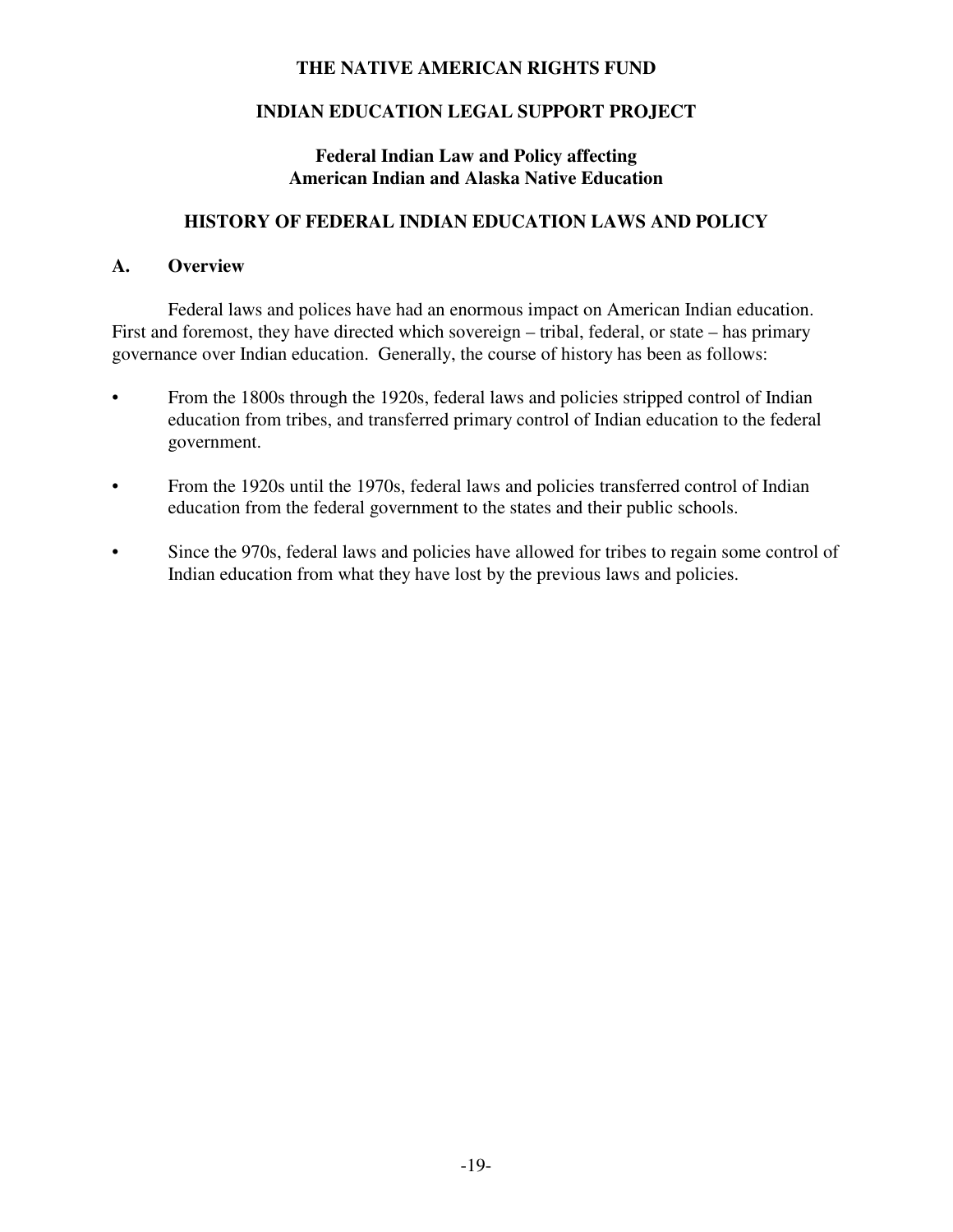**THE NATIVE AMERICAN RIGHTS FUND**

**INDIAN EDUCATION LEGAL SUPPORT PROJECT**

**Federal Indian Law and Policy affecting American Indian and Alaska Native Education**

# HISTORY OF FEDERAL INDIAN EDUCATION LAWS AND POLICY

## A. Overview

Federal laws and polices have had an enormous impact on American Indian education. First and foremost, they have directed which sovereign – tribal, federal, or state – has primary governance over Indian education. Generally, the course of history has been as follows:

- From the 1800s through the 1920s, federal laws and policies stripped control of Indian education from tribes, and transferred primary control of Indian education to the federal government.
- From the 1920s until the 1970s, federal laws and policies transferred control of Indian education from the federal government to the states and their public schools.
- Since the 970s, federal laws and policies have allowed for tribes to regain some control of Indian education from what they have lost by the previous laws and policies.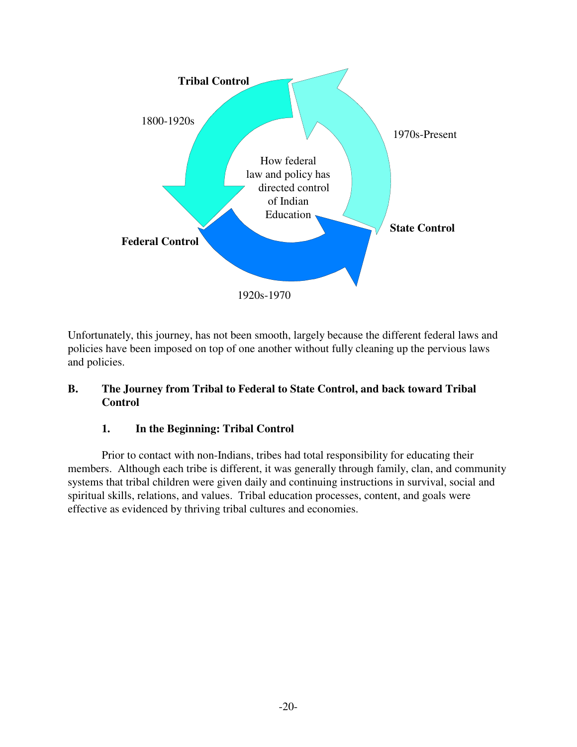Tribal Control

1800-1920s

How federal law and policy has directed control of Indian Education

1970s-Present

State Control

Federal Control

1920s-1970

Unfortunately, this journey, has not been smooth, largely because the different federal laws and policies have been imposed on top of one another without fully cleaning up the pervious laws and policies.

## B. The Journey from Tribal to Federal to State Control, and back toward Tribal Control

### 1. In the Beginning: Tribal Control

Prior to contact with non-Indians, tribes had total responsibility for educating their members. Although each tribe is different, it was generally through family, clan, and community systems that tribal children were given daily and continuing instructions in survival, social and spiritual skills, relations, and values. Tribal education processes, content, and goals were effective as evidenced by thriving tribal cultures and economies.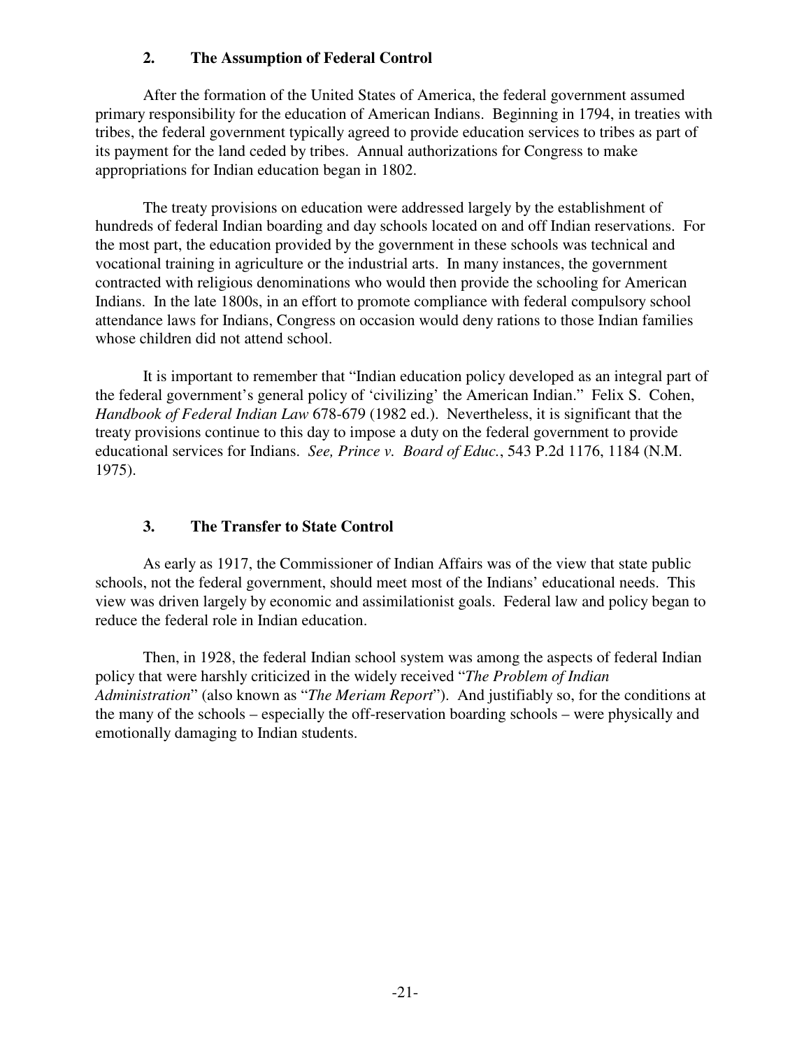### 2. The Assumption of Federal Control

After the formation of the United States of America, the federal government assumed primary responsibility for the education of American Indians. Beginning in 1794, in treaties with tribes, the federal government typically agreed to provide education services to tribes as part of its payment for the land ceded by tribes. Annual authorizations for Congress to make appropriations for Indian education began in 1802.

The treaty provisions on education were addressed largely by the establishment of hundreds of federal Indian boarding and day schools located on and off Indian reservations. For the most part, the education provided by the government in these schools was technical and vocational training in agriculture or the industrial arts. In many instances, the government contracted with religious denominations who would then provide the schooling for American Indians. In the late 1800s, in an effort to promote compliance with federal compulsory school attendance laws for Indians, Congress on occasion would deny rations to those Indian families whose children did not attend school.

It is important to remember that "Indian education policy developed as an integral part of the federal government's general policy of 'civilizing' the American Indian." Felix S. Cohen, *Handbook of Federal Indian Law* 678-679 (1982 ed.). Nevertheless, it is significant that the treaty provisions continue to this day to impose a duty on the federal government to provide educational services for Indians. *See, Prince v. Board of Educ.*, 543 P.2d 1176, 1184 (N.M. 1975).

### 3. The Transfer to State Control

As early as 1917, the Commissioner of Indian Affairs was of the view that state public schools, not the federal government, should meet most of the Indians' educational needs. This view was driven largely by economic and assimilationist goals. Federal law and policy began to reduce the federal role in Indian education.

Then, in 1928, the federal Indian school system was among the aspects of federal Indian policy that were harshly criticized in the widely received "*The Problem of Indian Administration*" (also known as "*The Meriam Report*"). And justifiably so, for the conditions at the many of the schools – especially the off-reservation boarding schools – were physically and emotionally damaging to Indian students.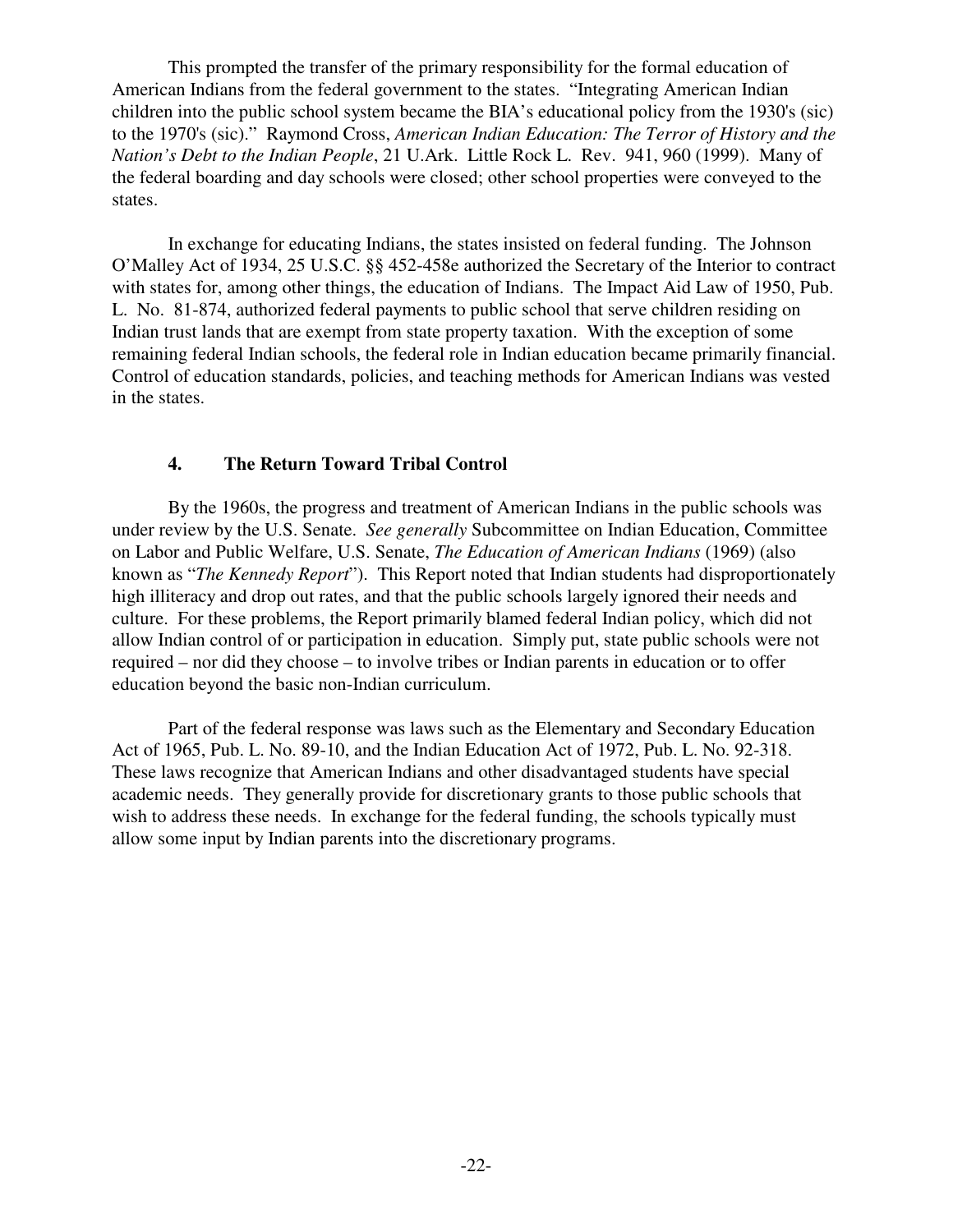This prompted the transfer of the primary responsibility for the formal education of American Indians from the federal government to the states. "Integrating American Indian children into the public school system became the BIA's educational policy from the 1930's (sic) to the 1970's (sic)." Raymond Cross, *American Indian Education: The Terror of History and the Nation's Debt to the Indian People*, 21 U.Ark. Little Rock L. Rev. 941, 960 (1999). Many of the federal boarding and day schools were closed; other school properties were conveyed to the states.

In exchange for educating Indians, the states insisted on federal funding. The Johnson O'Malley Act of 1934, 25 U.S.C. §§ 452-458e authorized the Secretary of the Interior to contract with states for, among other things, the education of Indians. The Impact Aid Law of 1950, Pub. L. No. 81-874, authorized federal payments to public school that serve children residing on Indian trust lands that are exempt from state property taxation. With the exception of some remaining federal Indian schools, the federal role in Indian education became primarily financial. Control of education standards, policies, and teaching methods for American Indians was vested in the states.

### 4. The Return Toward Tribal Control

By the 1960s, the progress and treatment of American Indians in the public schools was under review by the U.S. Senate. *See generally* Subcommittee on Indian Education, Committee on Labor and Public Welfare, U.S. Senate, *The Education of American Indians* (1969) (also known as "*The Kennedy Report*"). This Report noted that Indian students had disproportionately high illiteracy and drop out rates, and that the public schools largely ignored their needs and culture. For these problems, the Report primarily blamed federal Indian policy, which did not allow Indian control of or participation in education. Simply put, state public schools were not required – nor did they choose – to involve tribes or Indian parents in education or to offer education beyond the basic non-Indian curriculum.

Part of the federal response was laws such as the Elementary and Secondary Education Act of 1965, Pub. L. No. 89-10, and the Indian Education Act of 1972, Pub. L. No. 92-318. These laws recognize that American Indians and other disadvantaged students have special academic needs. They generally provide for discretionary grants to those public schools that wish to address these needs. In exchange for the federal funding, the schools typically must allow some input by Indian parents into the discretionary programs.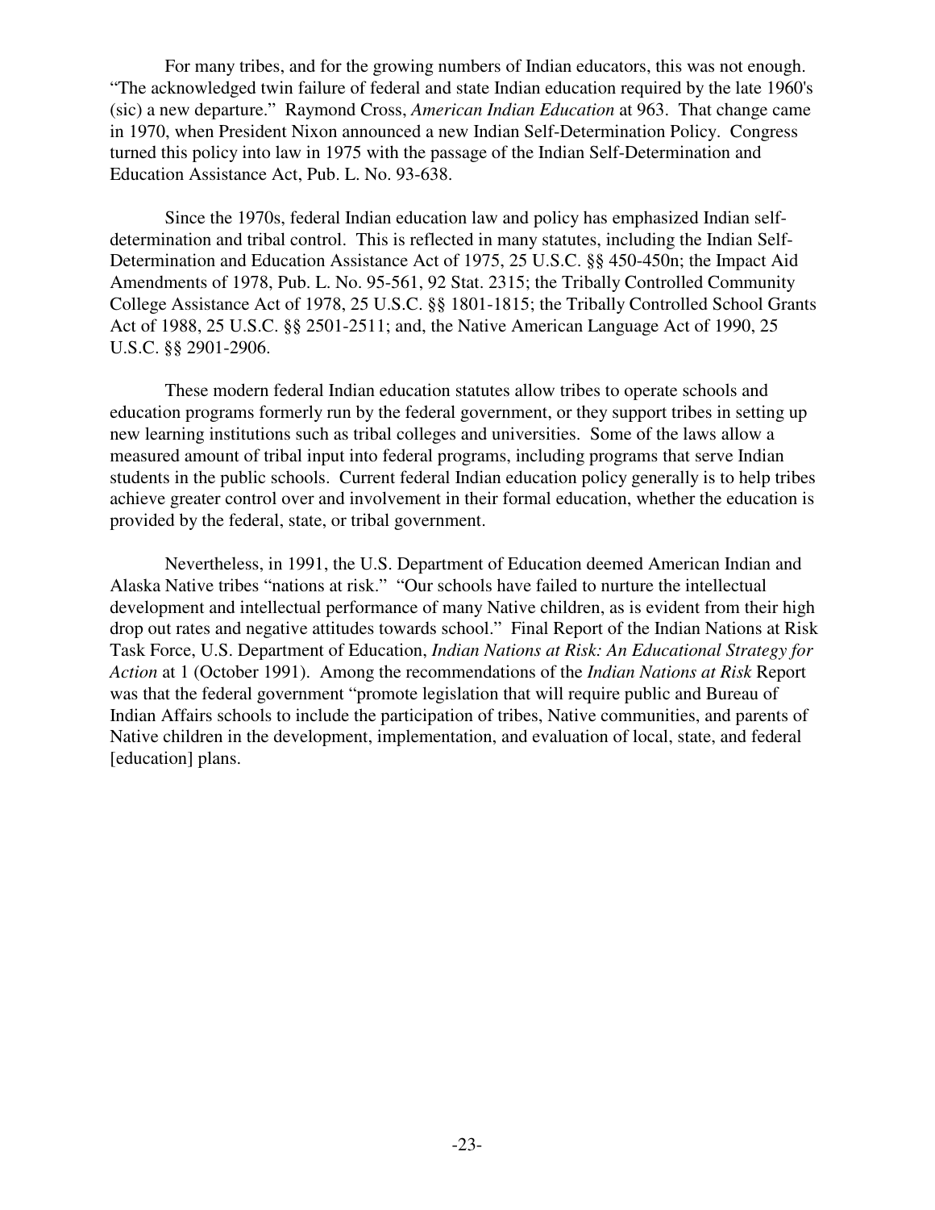For many tribes, and for the growing numbers of Indian educators, this was not enough. "The acknowledged twin failure of federal and state Indian education required by the late 1960's (sic) a new departure." Raymond Cross, *American Indian Education* at 963. That change came in 1970, when President Nixon announced a new Indian Self-Determination Policy. Congress turned this policy into law in 1975 with the passage of the Indian Self-Determination and Education Assistance Act, Pub. L. No. 93-638.

Since the 1970s, federal Indian education law and policy has emphasized Indian self-determination and tribal control. This is reflected in many statutes, including the Indian Self-Determination and Education Assistance Act of 1975, 25 U.S.C. §§ 450-450n; the Impact Aid Amendments of 1978, Pub. L. No. 95-561, 92 Stat. 2315; the Tribally Controlled Community College Assistance Act of 1978, 25 U.S.C. §§ 1801-1815; the Tribally Controlled School Grants Act of 1988, 25 U.S.C. §§ 2501-2511; and, the Native American Language Act of 1990, 25 U.S.C. §§ 2901-2906.

These modern federal Indian education statutes allow tribes to operate schools and education programs formerly run by the federal government, or they support tribes in setting up new learning institutions such as tribal colleges and universities. Some of the laws allow a measured amount of tribal input into federal programs, including programs that serve Indian students in the public schools. Current federal Indian education policy generally is to help tribes achieve greater control over and involvement in their formal education, whether the education is provided by the federal, state, or tribal government.

Nevertheless, in 1991, the U.S. Department of Education deemed American Indian and Alaska Native tribes "nations at risk." "Our schools have failed to nurture the intellectual development and intellectual performance of many Native children, as is evident from their high drop out rates and negative attitudes towards school." Final Report of the Indian Nations at Risk Task Force, U.S. Department of Education, *Indian Nations at Risk: An Educational Strategy for Action* at 1 (October 1991). Among the recommendations of the *Indian Nations at Risk* Report was that the federal government "promote legislation that will require public and Bureau of Indian Affairs schools to include the participation of tribes, Native communities, and parents of Native children in the development, implementation, and evaluation of local, state, and federal [education] plans.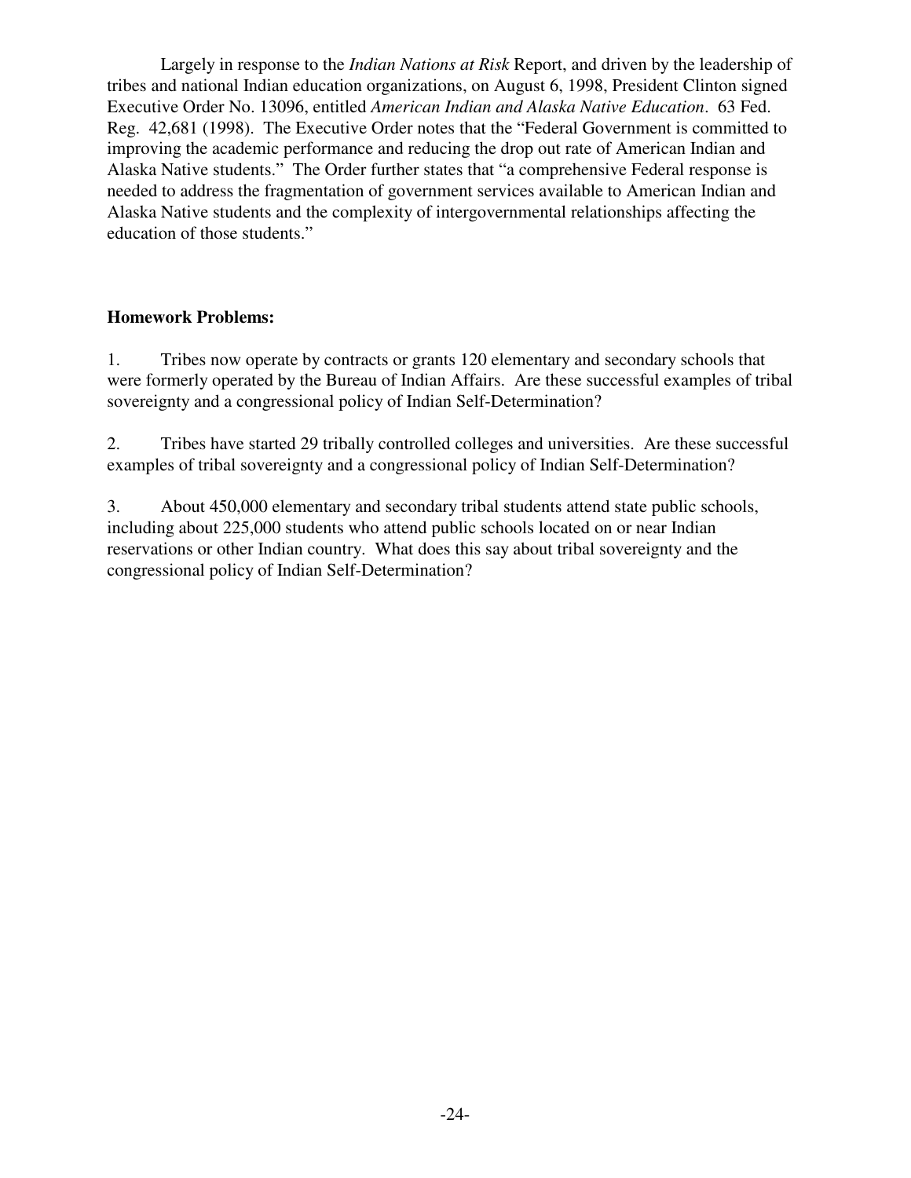Largely in response to the *Indian Nations at Risk* Report, and driven by the leadership of tribes and national Indian education organizations, on August 6, 1998, President Clinton signed Executive Order No. 13096, entitled *American Indian and Alaska Native Education*. 63 Fed. Reg. 42,681 (1998). The Executive Order notes that the "Federal Government is committed to improving the academic performance and reducing the drop out rate of American Indian and Alaska Native students." The Order further states that "a comprehensive Federal response is needed to address the fragmentation of government services available to American Indian and Alaska Native students and the complexity of intergovernmental relationships affecting the education of those students."

**Homework Problems:**

1. Tribes now operate by contracts or grants 120 elementary and secondary schools that were formerly operated by the Bureau of Indian Affairs. Are these successful examples of tribal sovereignty and a congressional policy of Indian Self-Determination?

2. Tribes have started 29 tribally controlled colleges and universities. Are these successful examples of tribal sovereignty and a congressional policy of Indian Self-Determination?

3. About 450,000 elementary and secondary tribal students attend state public schools, including about 225,000 students who attend public schools located on or near Indian reservations or other Indian country. What does this say about tribal sovereignty and the congressional policy of Indian Self-Determination?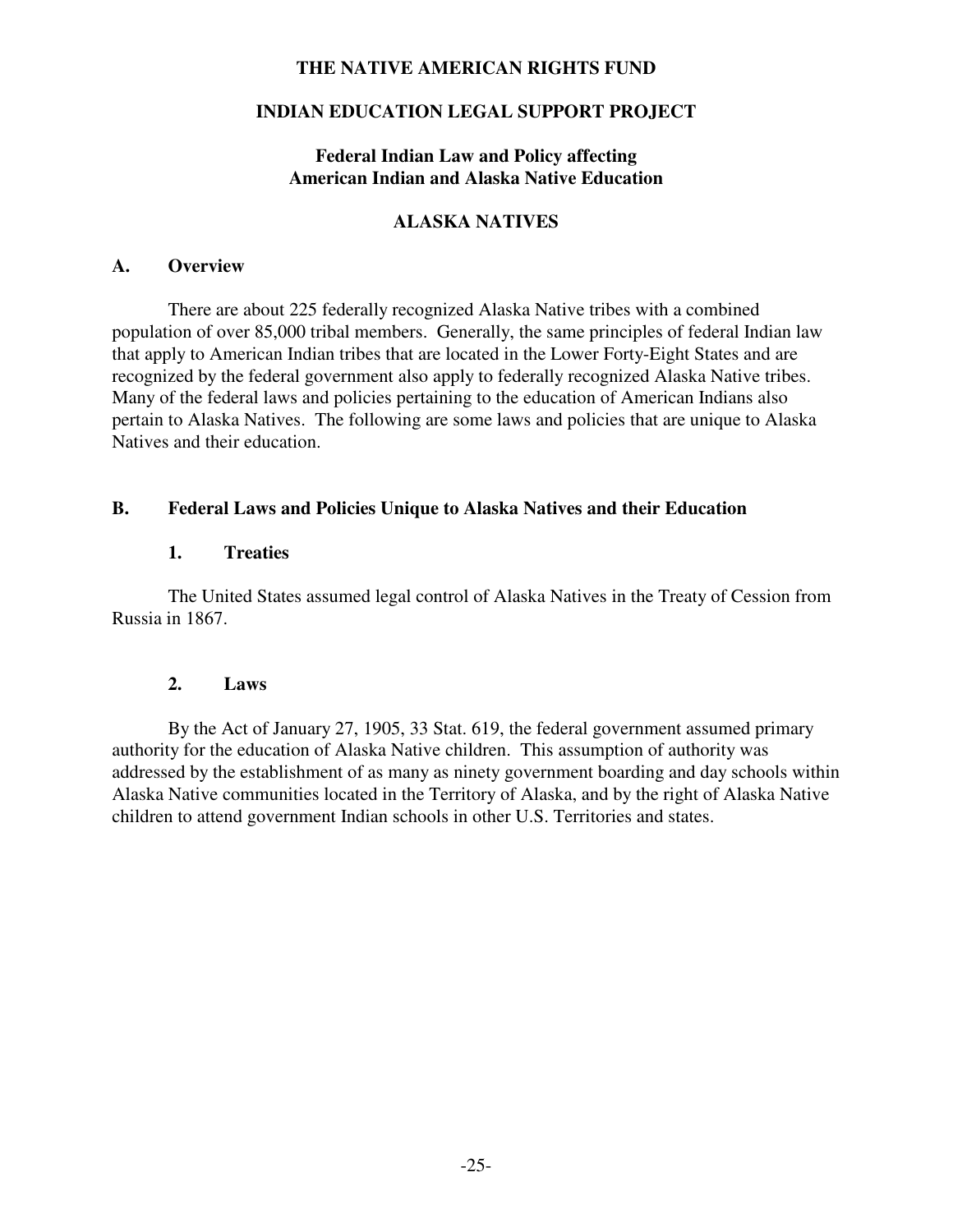**THE NATIVE AMERICAN RIGHTS FUND**

**INDIAN EDUCATION LEGAL SUPPORT PROJECT**

**Federal Indian Law and Policy affecting American Indian and Alaska Native Education**

# ALASKA NATIVES

## A. Overview

There are about 225 federally recognized Alaska Native tribes with a combined population of over 85,000 tribal members. Generally, the same principles of federal Indian law that apply to American Indian tribes that are located in the Lower Forty-Eight States and are recognized by the federal government also apply to federally recognized Alaska Native tribes. Many of the federal laws and policies pertaining to the education of American Indians also pertain to Alaska Natives. The following are some laws and policies that are unique to Alaska Natives and their education.

## B. Federal Laws and Policies Unique to Alaska Natives and their Education

### 1. Treaties

The United States assumed legal control of Alaska Natives in the Treaty of Cession from Russia in 1867.

### 2. Laws

By the Act of January 27, 1905, 33 Stat. 619, the federal government assumed primary authority for the education of Alaska Native children. This assumption of authority was addressed by the establishment of as many as ninety government boarding and day schools within Alaska Native communities located in the Territory of Alaska, and by the right of Alaska Native children to attend government Indian schools in other U.S. Territories and states.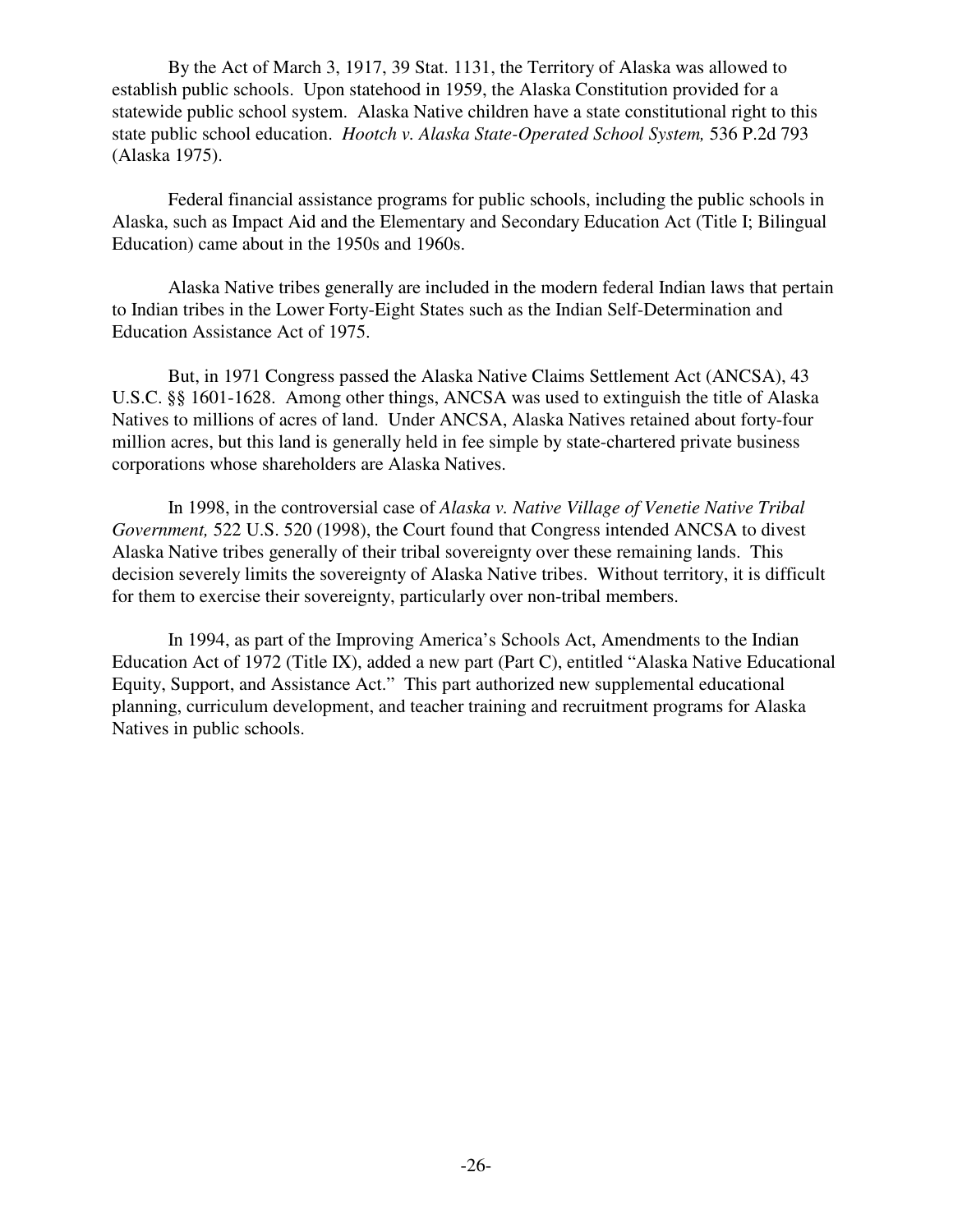By the Act of March 3, 1917, 39 Stat. 1131, the Territory of Alaska was allowed to establish public schools. Upon statehood in 1959, the Alaska Constitution provided for a statewide public school system. Alaska Native children have a state constitutional right to this state public school education. *Hootch v. Alaska State-Operated School System,* 536 P.2d 793 (Alaska 1975).

Federal financial assistance programs for public schools, including the public schools in Alaska, such as Impact Aid and the Elementary and Secondary Education Act (Title I; Bilingual Education) came about in the 1950s and 1960s.

Alaska Native tribes generally are included in the modern federal Indian laws that pertain to Indian tribes in the Lower Forty-Eight States such as the Indian Self-Determination and Education Assistance Act of 1975.

But, in 1971 Congress passed the Alaska Native Claims Settlement Act (ANCSA), 43 U.S.C. §§ 1601-1628. Among other things, ANCSA was used to extinguish the title of Alaska Natives to millions of acres of land. Under ANCSA, Alaska Natives retained about forty-four million acres, but this land is generally held in fee simple by state-chartered private business corporations whose shareholders are Alaska Natives.

In 1998, in the controversial case of *Alaska v. Native Village of Venetie Native Tribal Government,* 522 U.S. 520 (1998), the Court found that Congress intended ANCSA to divest Alaska Native tribes generally of their tribal sovereignty over these remaining lands. This decision severely limits the sovereignty of Alaska Native tribes. Without territory, it is difficult for them to exercise their sovereignty, particularly over non-tribal members.

In 1994, as part of the Improving America's Schools Act, Amendments to the Indian Education Act of 1972 (Title IX), added a new part (Part C), entitled "Alaska Native Educational Equity, Support, and Assistance Act." This part authorized new supplemental educational planning, curriculum development, and teacher training and recruitment programs for Alaska Natives in public schools.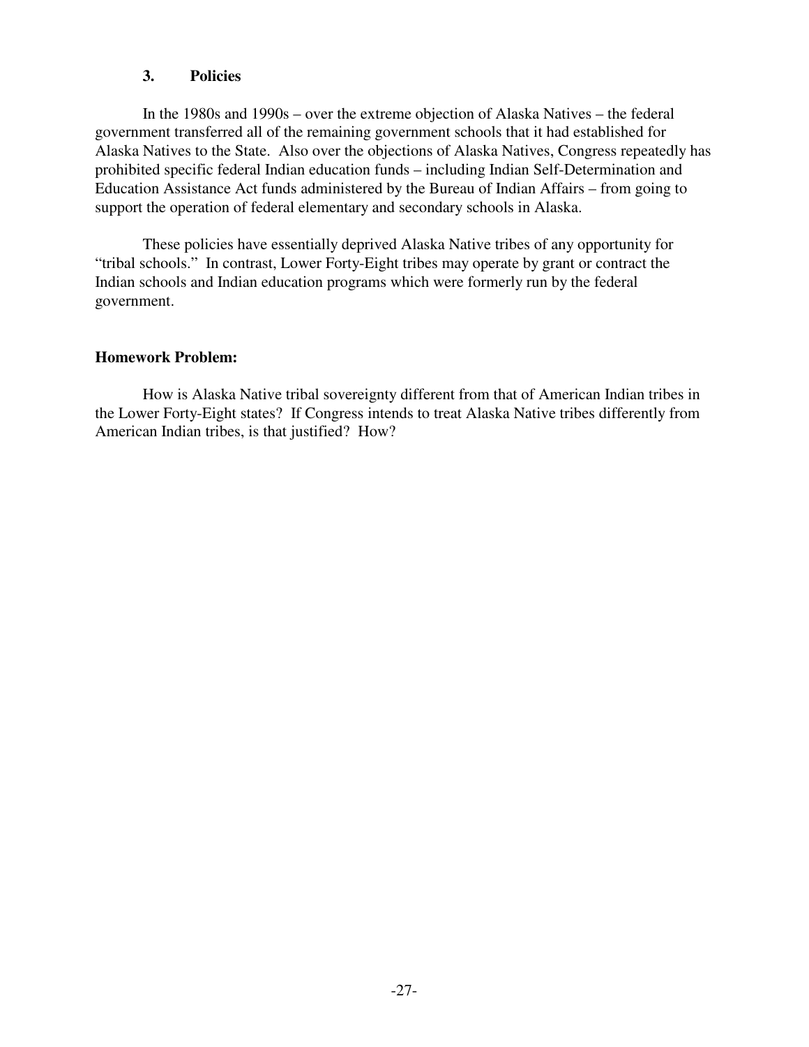### 3. Policies

In the 1980s and 1990s – over the extreme objection of Alaska Natives – the federal government transferred all of the remaining government schools that it had established for Alaska Natives to the State. Also over the objections of Alaska Natives, Congress repeatedly has prohibited specific federal Indian education funds – including Indian Self-Determination and Education Assistance Act funds administered by the Bureau of Indian Affairs – from going to support the operation of federal elementary and secondary schools in Alaska.

These policies have essentially deprived Alaska Native tribes of any opportunity for "tribal schools." In contrast, Lower Forty-Eight tribes may operate by grant or contract the Indian schools and Indian education programs which were formerly run by the federal government.

**Homework Problem:**

How is Alaska Native tribal sovereignty different from that of American Indian tribes in the Lower Forty-Eight states? If Congress intends to treat Alaska Native tribes differently from American Indian tribes, is that justified? How?